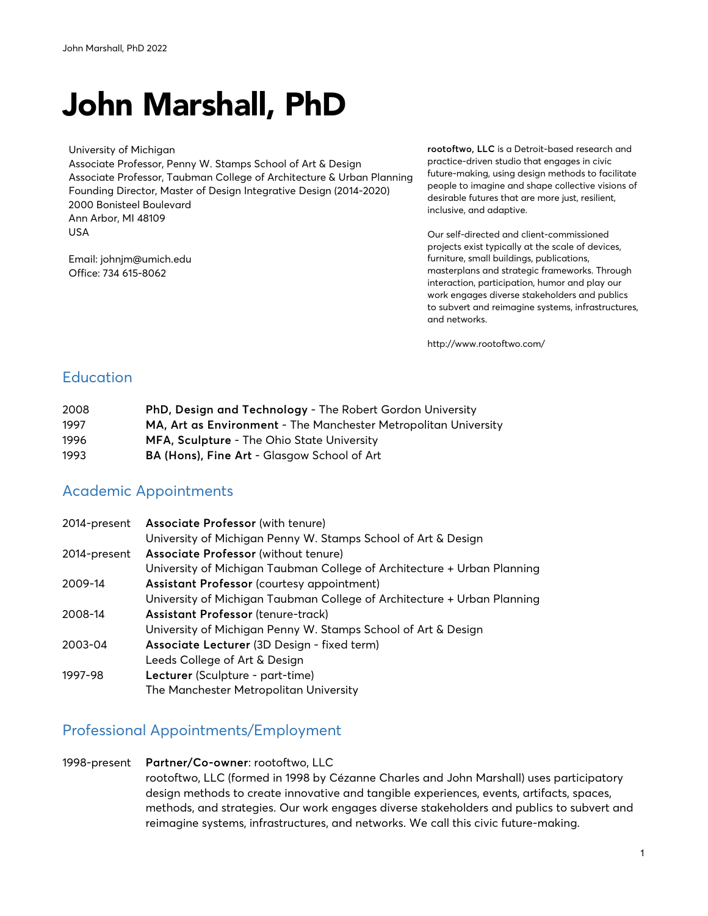# John Marshall, PhD

University of Michigan
Associate Professor, Penny W. Stamps School of Art & Design
Associate Professor, Taubman College of Architecture & Urban Planning
Founding Director, Master of Design Integrative Design (2014-2020)
2000 Bonisteel Boulevard
Ann Arbor, MI 48109
USA

Email: johnjm@umich.edu
Office: 734 615-8062

**rootoftwo, LLC** is a Detroit-based research and practice-driven studio that engages in civic future-making, using design methods to facilitate people to imagine and shape collective visions of desirable futures that are more just, resilient, inclusive, and adaptive.

Our self-directed and client-commissioned projects exist typically at the scale of devices, furniture, small buildings, publications, masterplans and strategic frameworks. Through interaction, participation, humor and play our work engages diverse stakeholders and publics to subvert and reimagine systems, infrastructures, and networks.

http://www.rootoftwo.com/

## Education

| | |
|---|---|
| 2008 | **PhD, Design and Technology** - The Robert Gordon University |
| 1997 | **MA, Art as Environment** - The Manchester Metropolitan University |
| 1996 | **MFA, Sculpture** - The Ohio State University |
| 1993 | **BA (Hons), Fine Art** - Glasgow School of Art |

## Academic Appointments

| | |
|---|---|
| 2014-present | **Associate Professor** (with tenure)<br>University of Michigan Penny W. Stamps School of Art & Design |
| 2014-present | **Associate Professor** (without tenure)<br>University of Michigan Taubman College of Architecture + Urban Planning |
| 2009-14 | **Assistant Professor** (courtesy appointment)<br>University of Michigan Taubman College of Architecture + Urban Planning |
| 2008-14 | **Assistant Professor** (tenure-track)<br>University of Michigan Penny W. Stamps School of Art & Design |
| 2003-04 | **Associate Lecturer** (3D Design - fixed term)<br>Leeds College of Art & Design |
| 1997-98 | **Lecturer** (Sculpture - part-time)<br>The Manchester Metropolitan University |

## Professional Appointments/Employment

1998-present **Partner/Co-owner**: rootoftwo, LLC
rootoftwo, LLC (formed in 1998 by Cézanne Charles and John Marshall) uses participatory design methods to create innovative and tangible experiences, events, artifacts, spaces, methods, and strategies. Our work engages diverse stakeholders and publics to subvert and reimagine systems, infrastructures, and networks. We call this civic future-making.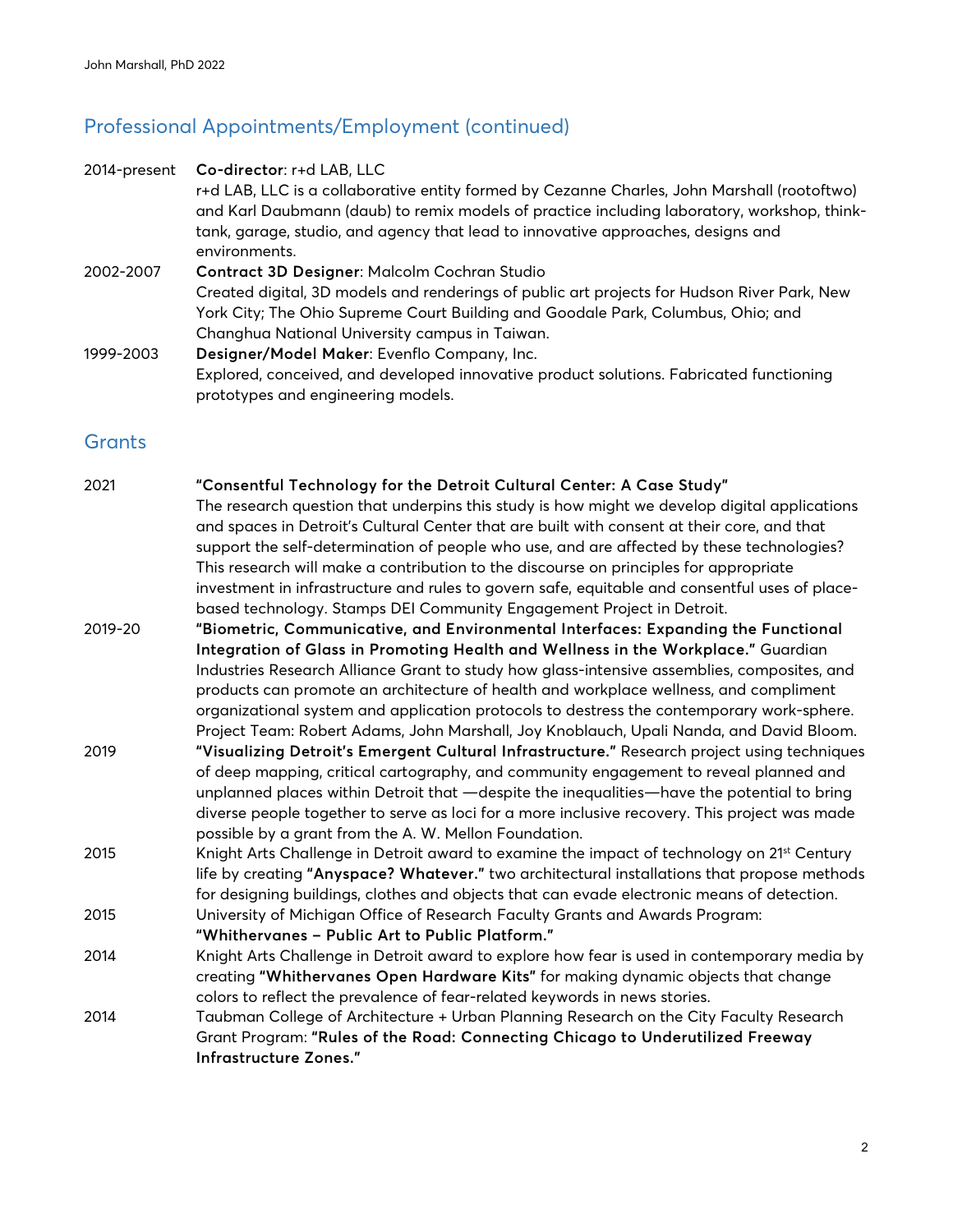## Professional Appointments/Employment (continued)

2014-present **Co-director**: r+d LAB, LLC
r+d LAB, LLC is a collaborative entity formed by Cezanne Charles, John Marshall (rootoftwo) and Karl Daubmann (daub) to remix models of practice including laboratory, workshop, think-tank, garage, studio, and agency that lead to innovative approaches, designs and environments.

2002-2007 **Contract 3D Designer**: Malcolm Cochran Studio
Created digital, 3D models and renderings of public art projects for Hudson River Park, New York City; The Ohio Supreme Court Building and Goodale Park, Columbus, Ohio; and Changhua National University campus in Taiwan.

1999-2003 **Designer/Model Maker**: Evenflo Company, Inc.
Explored, conceived, and developed innovative product solutions. Fabricated functioning prototypes and engineering models.

## Grants

2021 **"Consentful Technology for the Detroit Cultural Center: A Case Study"**
The research question that underpins this study is how might we develop digital applications and spaces in Detroit's Cultural Center that are built with consent at their core, and that support the self-determination of people who use, and are affected by these technologies? This research will make a contribution to the discourse on principles for appropriate investment in infrastructure and rules to govern safe, equitable and consentful uses of place-based technology. Stamps DEI Community Engagement Project in Detroit.

2019-20 **"Biometric, Communicative, and Environmental Interfaces: Expanding the Functional Integration of Glass in Promoting Health and Wellness in the Workplace."** Guardian Industries Research Alliance Grant to study how glass-intensive assemblies, composites, and products can promote an architecture of health and workplace wellness, and compliment organizational system and application protocols to destress the contemporary work-sphere. Project Team: Robert Adams, John Marshall, Joy Knoblauch, Upali Nanda, and David Bloom.

2019 **"Visualizing Detroit's Emergent Cultural Infrastructure."** Research project using techniques of deep mapping, critical cartography, and community engagement to reveal planned and unplanned places within Detroit that —despite the inequalities—have the potential to bring diverse people together to serve as loci for a more inclusive recovery. This project was made possible by a grant from the A. W. Mellon Foundation.

2015 Knight Arts Challenge in Detroit award to examine the impact of technology on 21st Century life by creating **"Anyspace? Whatever."** two architectural installations that propose methods for designing buildings, clothes and objects that can evade electronic means of detection.

2015 University of Michigan Office of Research Faculty Grants and Awards Program: **"Whithervanes – Public Art to Public Platform."**

2014 Knight Arts Challenge in Detroit award to explore how fear is used in contemporary media by creating **"Whithervanes Open Hardware Kits"** for making dynamic objects that change colors to reflect the prevalence of fear-related keywords in news stories.

2014 Taubman College of Architecture + Urban Planning Research on the City Faculty Research Grant Program: **"Rules of the Road: Connecting Chicago to Underutilized Freeway Infrastructure Zones."**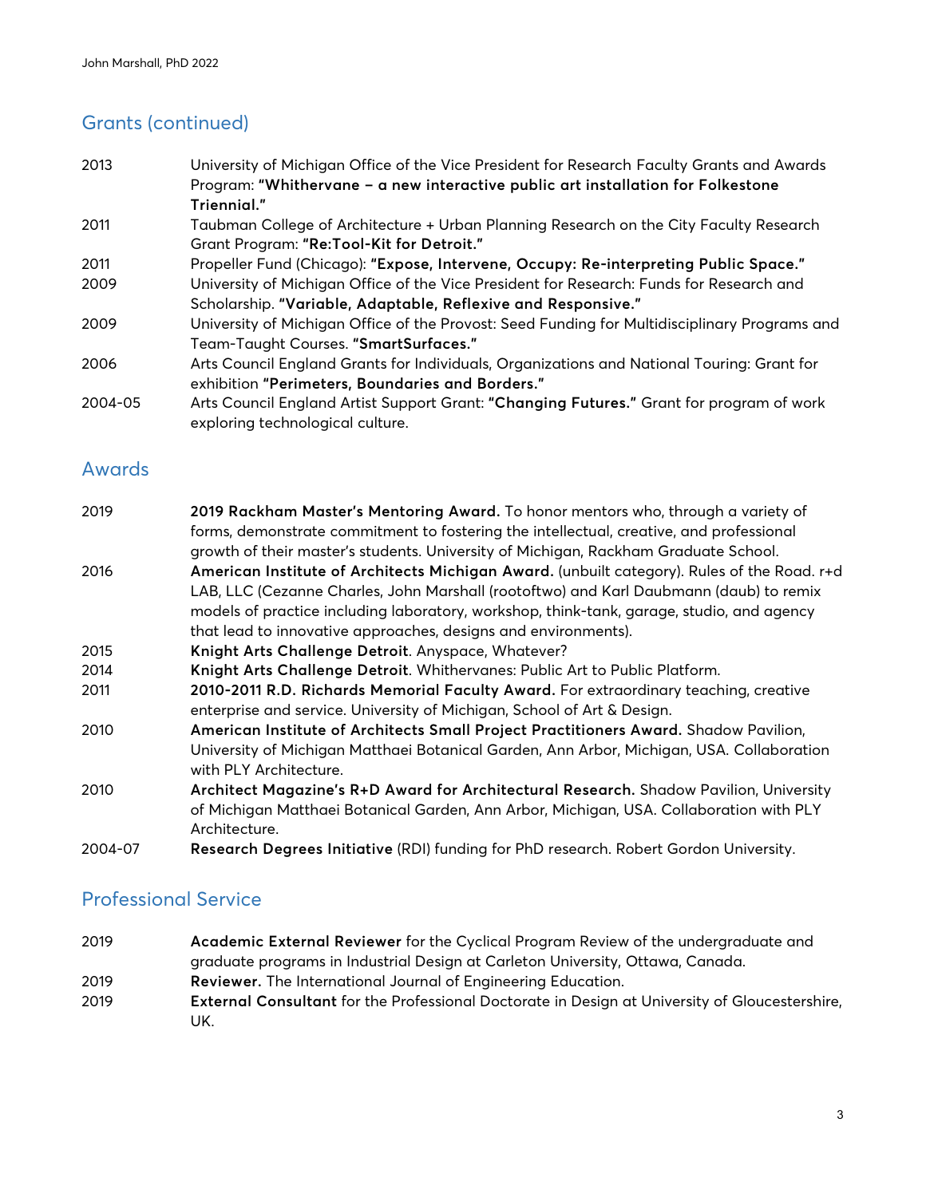## Grants (continued)

| | |
|---|---|
| 2013 | University of Michigan Office of the Vice President for Research Faculty Grants and Awards Program: **"Whithervane – a new interactive public art installation for Folkestone Triennial."** |
| 2011 | Taubman College of Architecture + Urban Planning Research on the City Faculty Research Grant Program: **"Re:Tool-Kit for Detroit."** |
| 2011 | Propeller Fund (Chicago): **"Expose, Intervene, Occupy: Re-interpreting Public Space."** |
| 2009 | University of Michigan Office of the Vice President for Research: Funds for Research and Scholarship. **"Variable, Adaptable, Reflexive and Responsive."** |
| 2009 | University of Michigan Office of the Provost: Seed Funding for Multidisciplinary Programs and Team-Taught Courses. **"SmartSurfaces."** |
| 2006 | Arts Council England Grants for Individuals, Organizations and National Touring: Grant for exhibition **"Perimeters, Boundaries and Borders."** |
| 2004-05 | Arts Council England Artist Support Grant: **"Changing Futures."** Grant for program of work exploring technological culture. |

## Awards

| | |
|---|---|
| 2019 | **2019 Rackham Master's Mentoring Award.** To honor mentors who, through a variety of forms, demonstrate commitment to fostering the intellectual, creative, and professional growth of their master's students. University of Michigan, Rackham Graduate School. |
| 2016 | **American Institute of Architects Michigan Award.** (unbuilt category). Rules of the Road. r+d LAB, LLC (Cezanne Charles, John Marshall (rootoftwo) and Karl Daubmann (daub) to remix models of practice including laboratory, workshop, think-tank, garage, studio, and agency that lead to innovative approaches, designs and environments). |
| 2015 | **Knight Arts Challenge Detroit**. Anyspace, Whatever? |
| 2014 | **Knight Arts Challenge Detroit**. Whithervanes: Public Art to Public Platform. |
| 2011 | **2010-2011 R.D. Richards Memorial Faculty Award.** For extraordinary teaching, creative enterprise and service. University of Michigan, School of Art & Design. |
| 2010 | **American Institute of Architects Small Project Practitioners Award.** Shadow Pavilion, University of Michigan Matthaei Botanical Garden, Ann Arbor, Michigan, USA. Collaboration with PLY Architecture. |
| 2010 | **Architect Magazine's R+D Award for Architectural Research.** Shadow Pavilion, University of Michigan Matthaei Botanical Garden, Ann Arbor, Michigan, USA. Collaboration with PLY Architecture. |
| 2004-07 | **Research Degrees Initiative** (RDI) funding for PhD research. Robert Gordon University. |

## Professional Service

| | |
|---|---|
| 2019 | **Academic External Reviewer** for the Cyclical Program Review of the undergraduate and graduate programs in Industrial Design at Carleton University, Ottawa, Canada. |
| 2019 | **Reviewer.** The International Journal of Engineering Education. |
| 2019 | **External Consultant** for the Professional Doctorate in Design at University of Gloucestershire, UK. |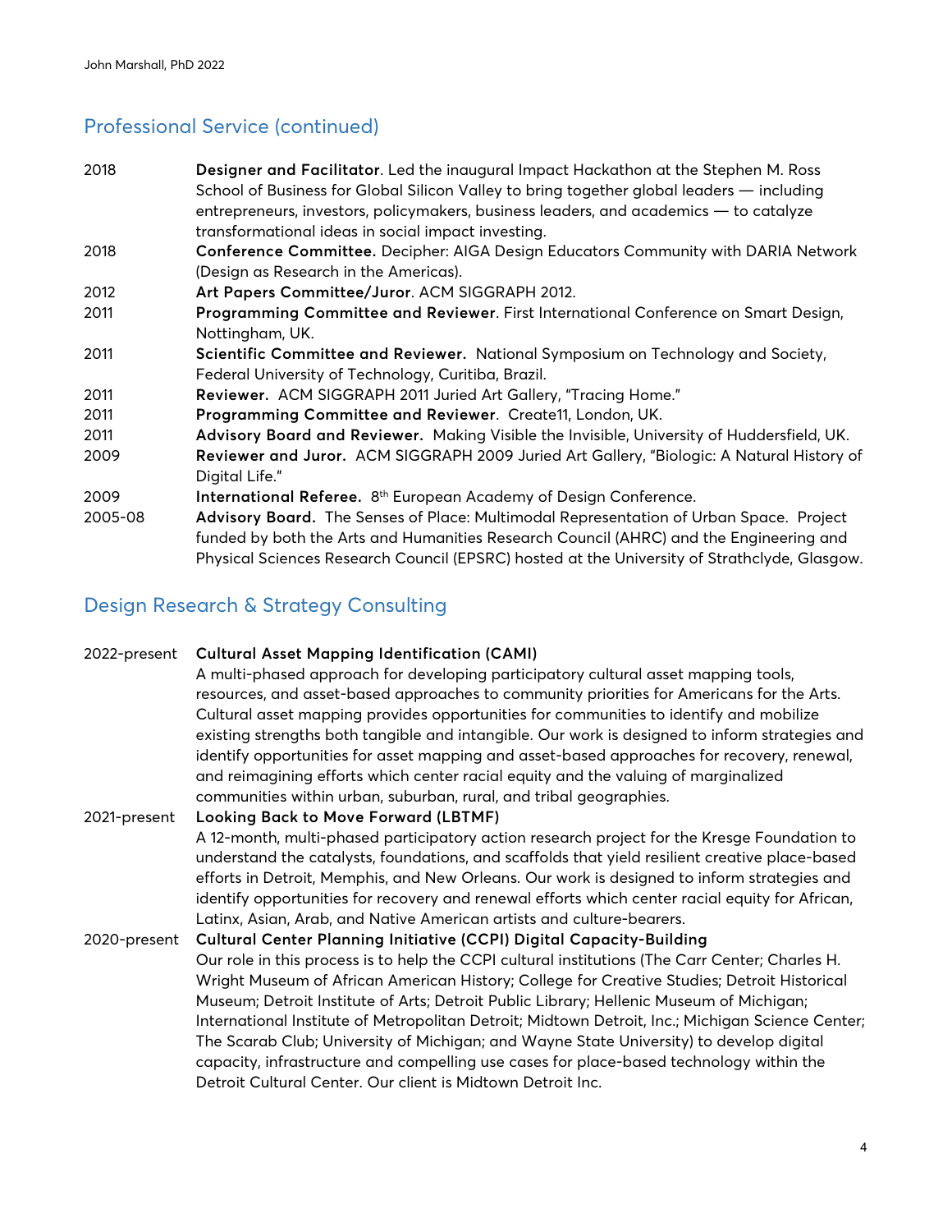## Professional Service (continued)

2018 **Designer and Facilitator**. Led the inaugural Impact Hackathon at the Stephen M. Ross School of Business for Global Silicon Valley to bring together global leaders — including entrepreneurs, investors, policymakers, business leaders, and academics — to catalyze transformational ideas in social impact investing.

2018 **Conference Committee.** Decipher: AIGA Design Educators Community with DARIA Network (Design as Research in the Americas).

2012 **Art Papers Committee/Juror**. ACM SIGGRAPH 2012.

2011 **Programming Committee and Reviewer**. First International Conference on Smart Design, Nottingham, UK.

2011 **Scientific Committee and Reviewer.** National Symposium on Technology and Society, Federal University of Technology, Curitiba, Brazil.

2011 **Reviewer.** ACM SIGGRAPH 2011 Juried Art Gallery, "Tracing Home."

2011 **Programming Committee and Reviewer**. Create11, London, UK.

2011 **Advisory Board and Reviewer.** Making Visible the Invisible, University of Huddersfield, UK.

2009 **Reviewer and Juror.** ACM SIGGRAPH 2009 Juried Art Gallery, "Biologic: A Natural History of Digital Life."

2009 **International Referee.** 8th European Academy of Design Conference.

2005-08 **Advisory Board.** The Senses of Place: Multimodal Representation of Urban Space. Project funded by both the Arts and Humanities Research Council (AHRC) and the Engineering and Physical Sciences Research Council (EPSRC) hosted at the University of Strathclyde, Glasgow.

## Design Research & Strategy Consulting

2022-present **Cultural Asset Mapping Identification (CAMI)**
A multi-phased approach for developing participatory cultural asset mapping tools, resources, and asset-based approaches to community priorities for Americans for the Arts. Cultural asset mapping provides opportunities for communities to identify and mobilize existing strengths both tangible and intangible. Our work is designed to inform strategies and identify opportunities for asset mapping and asset-based approaches for recovery, renewal, and reimagining efforts which center racial equity and the valuing of marginalized communities within urban, suburban, rural, and tribal geographies.

2021-present **Looking Back to Move Forward (LBTMF)**
A 12-month, multi-phased participatory action research project for the Kresge Foundation to understand the catalysts, foundations, and scaffolds that yield resilient creative place-based efforts in Detroit, Memphis, and New Orleans. Our work is designed to inform strategies and identify opportunities for recovery and renewal efforts which center racial equity for African, Latinx, Asian, Arab, and Native American artists and culture-bearers.

2020-present **Cultural Center Planning Initiative (CCPI) Digital Capacity-Building**
Our role in this process is to help the CCPI cultural institutions (The Carr Center; Charles H. Wright Museum of African American History; College for Creative Studies; Detroit Historical Museum; Detroit Institute of Arts; Detroit Public Library; Hellenic Museum of Michigan; International Institute of Metropolitan Detroit; Midtown Detroit, Inc.; Michigan Science Center; The Scarab Club; University of Michigan; and Wayne State University) to develop digital capacity, infrastructure and compelling use cases for place-based technology within the Detroit Cultural Center. Our client is Midtown Detroit Inc.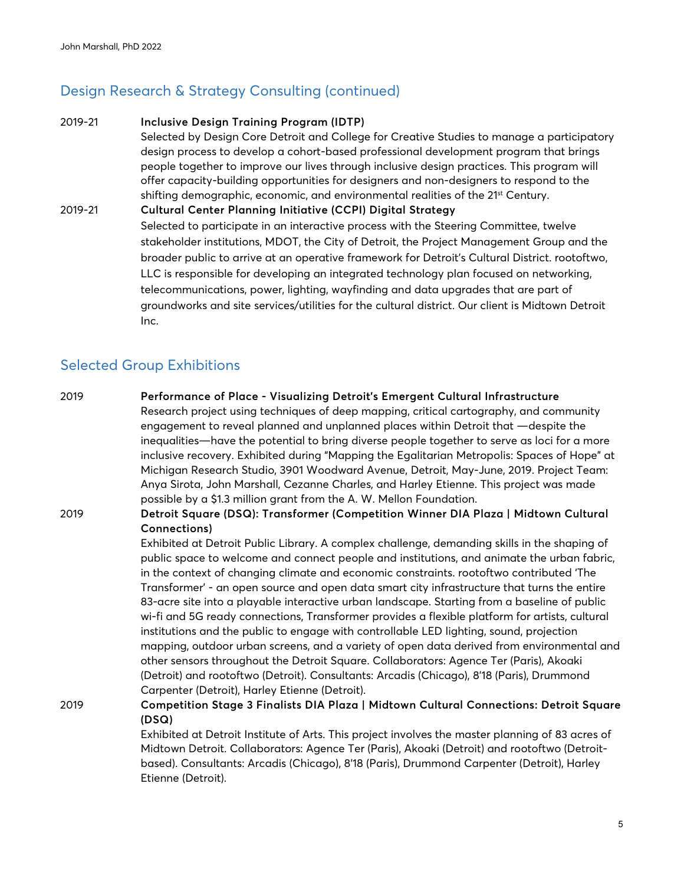## Design Research & Strategy Consulting (continued)

2019-21 **Inclusive Design Training Program (IDTP)**
Selected by Design Core Detroit and College for Creative Studies to manage a participatory design process to develop a cohort-based professional development program that brings people together to improve our lives through inclusive design practices. This program will offer capacity-building opportunities for designers and non-designers to respond to the shifting demographic, economic, and environmental realities of the 21st Century.

2019-21 **Cultural Center Planning Initiative (CCPI) Digital Strategy**
Selected to participate in an interactive process with the Steering Committee, twelve stakeholder institutions, MDOT, the City of Detroit, the Project Management Group and the broader public to arrive at an operative framework for Detroit's Cultural District. rootoftwo, LLC is responsible for developing an integrated technology plan focused on networking, telecommunications, power, lighting, wayfinding and data upgrades that are part of groundworks and site services/utilities for the cultural district. Our client is Midtown Detroit Inc.

## Selected Group Exhibitions

2019 **Performance of Place - Visualizing Detroit's Emergent Cultural Infrastructure**
Research project using techniques of deep mapping, critical cartography, and community engagement to reveal planned and unplanned places within Detroit that —despite the inequalities—have the potential to bring diverse people together to serve as loci for a more inclusive recovery. Exhibited during "Mapping the Egalitarian Metropolis: Spaces of Hope" at Michigan Research Studio, 3901 Woodward Avenue, Detroit, May-June, 2019. Project Team: Anya Sirota, John Marshall, Cezanne Charles, and Harley Etienne. This project was made possible by a $1.3 million grant from the A. W. Mellon Foundation.

2019 **Detroit Square (DSQ): Transformer (Competition Winner DIA Plaza | Midtown Cultural Connections)**
Exhibited at Detroit Public Library. A complex challenge, demanding skills in the shaping of public space to welcome and connect people and institutions, and animate the urban fabric, in the context of changing climate and economic constraints. rootoftwo contributed 'The Transformer' - an open source and open data smart city infrastructure that turns the entire 83-acre site into a playable interactive urban landscape. Starting from a baseline of public wi-fi and 5G ready connections, Transformer provides a flexible platform for artists, cultural institutions and the public to engage with controllable LED lighting, sound, projection mapping, outdoor urban screens, and a variety of open data derived from environmental and other sensors throughout the Detroit Square. Collaborators: Agence Ter (Paris), Akoaki (Detroit) and rootoftwo (Detroit). Consultants: Arcadis (Chicago), 8'18 (Paris), Drummond Carpenter (Detroit), Harley Etienne (Detroit).

2019 **Competition Stage 3 Finalists DIA Plaza | Midtown Cultural Connections: Detroit Square (DSQ)**
Exhibited at Detroit Institute of Arts. This project involves the master planning of 83 acres of Midtown Detroit. Collaborators: Agence Ter (Paris), Akoaki (Detroit) and rootoftwo (Detroit-based). Consultants: Arcadis (Chicago), 8'18 (Paris), Drummond Carpenter (Detroit), Harley Etienne (Detroit).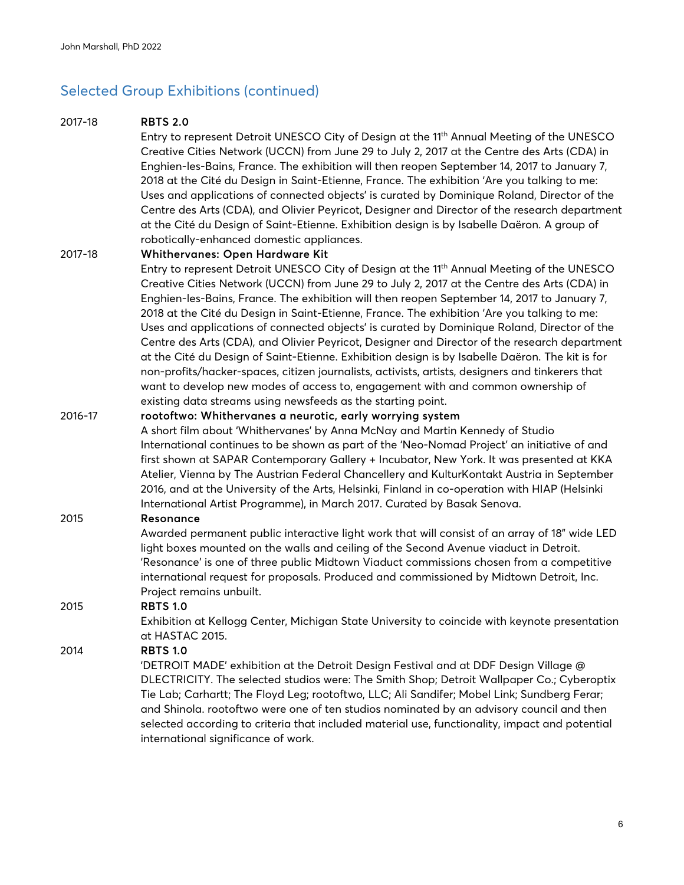## Selected Group Exhibitions (continued)

2017-18 **RBTS 2.0**
Entry to represent Detroit UNESCO City of Design at the 11th Annual Meeting of the UNESCO Creative Cities Network (UCCN) from June 29 to July 2, 2017 at the Centre des Arts (CDA) in Enghien-les-Bains, France. The exhibition will then reopen September 14, 2017 to January 7, 2018 at the Cité du Design in Saint-Etienne, France. The exhibition 'Are you talking to me: Uses and applications of connected objects' is curated by Dominique Roland, Director of the Centre des Arts (CDA), and Olivier Peyricot, Designer and Director of the research department at the Cité du Design of Saint-Etienne. Exhibition design is by Isabelle Daëron. A group of robotically-enhanced domestic appliances.

2017-18 **Whithervanes: Open Hardware Kit**
Entry to represent Detroit UNESCO City of Design at the 11th Annual Meeting of the UNESCO Creative Cities Network (UCCN) from June 29 to July 2, 2017 at the Centre des Arts (CDA) in Enghien-les-Bains, France. The exhibition will then reopen September 14, 2017 to January 7, 2018 at the Cité du Design in Saint-Etienne, France. The exhibition 'Are you talking to me: Uses and applications of connected objects' is curated by Dominique Roland, Director of the Centre des Arts (CDA), and Olivier Peyricot, Designer and Director of the research department at the Cité du Design of Saint-Etienne. Exhibition design is by Isabelle Daëron. The kit is for non-profits/hacker-spaces, citizen journalists, activists, artists, designers and tinkerers that want to develop new modes of access to, engagement with and common ownership of existing data streams using newsfeeds as the starting point.

2016-17 **rootoftwo: Whithervanes a neurotic, early worrying system**
A short film about 'Whithervanes' by Anna McNay and Martin Kennedy of Studio International continues to be shown as part of the 'Neo-Nomad Project' an initiative of and first shown at SAPAR Contemporary Gallery + Incubator, New York. It was presented at KKA Atelier, Vienna by The Austrian Federal Chancellery and KulturKontakt Austria in September 2016, and at the University of the Arts, Helsinki, Finland in co-operation with HIAP (Helsinki International Artist Programme), in March 2017. Curated by Basak Senova.

2015 **Resonance**
Awarded permanent public interactive light work that will consist of an array of 18" wide LED light boxes mounted on the walls and ceiling of the Second Avenue viaduct in Detroit. 'Resonance' is one of three public Midtown Viaduct commissions chosen from a competitive international request for proposals. Produced and commissioned by Midtown Detroit, Inc. Project remains unbuilt.

2015 **RBTS 1.0**
Exhibition at Kellogg Center, Michigan State University to coincide with keynote presentation at HASTAC 2015.

2014 **RBTS 1.0**
'DETROIT MADE' exhibition at the Detroit Design Festival and at DDF Design Village @ DLECTRICITY. The selected studios were: The Smith Shop; Detroit Wallpaper Co.; Cyberoptix Tie Lab; Carhartt; The Floyd Leg; rootoftwo, LLC; Ali Sandifer; Mobel Link; Sundberg Ferar; and Shinola. rootoftwo were one of ten studios nominated by an advisory council and then selected according to criteria that included material use, functionality, impact and potential international significance of work.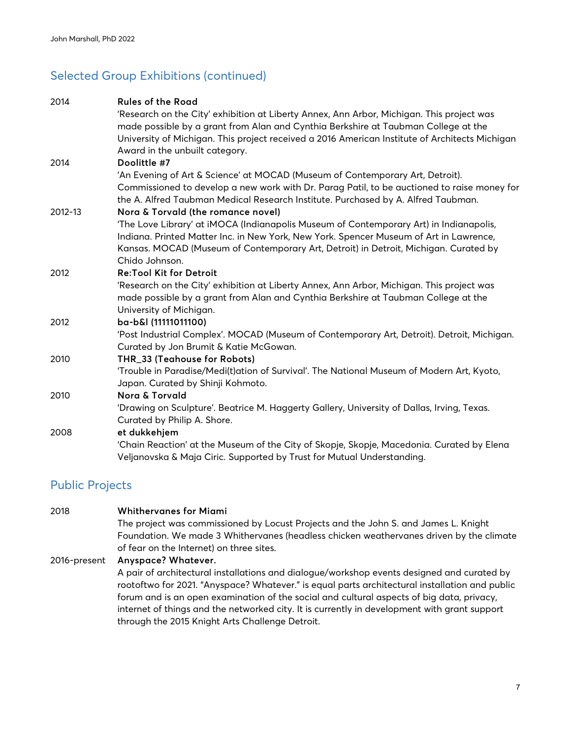## Selected Group Exhibitions (continued)

2014 **Rules of the Road**
'Research on the City' exhibition at Liberty Annex, Ann Arbor, Michigan. This project was made possible by a grant from Alan and Cynthia Berkshire at Taubman College at the University of Michigan. This project received a 2016 American Institute of Architects Michigan Award in the unbuilt category.

2014 **Doolittle #7**
'An Evening of Art & Science' at MOCAD (Museum of Contemporary Art, Detroit). Commissioned to develop a new work with Dr. Parag Patil, to be auctioned to raise money for the A. Alfred Taubman Medical Research Institute. Purchased by A. Alfred Taubman.

2012-13 **Nora & Torvald (the romance novel)**
'The Love Library' at iMOCA (Indianapolis Museum of Contemporary Art) in Indianapolis, Indiana. Printed Matter Inc. in New York, New York. Spencer Museum of Art in Lawrence, Kansas. MOCAD (Museum of Contemporary Art, Detroit) in Detroit, Michigan. Curated by Chido Johnson.

2012 **Re:Tool Kit for Detroit**
'Research on the City' exhibition at Liberty Annex, Ann Arbor, Michigan. This project was made possible by a grant from Alan and Cynthia Berkshire at Taubman College at the University of Michigan.

2012 **ba-b&l (11111011100)**
'Post Industrial Complex'. MOCAD (Museum of Contemporary Art, Detroit). Detroit, Michigan. Curated by Jon Brumit & Katie McGowan.

2010 **THR_33 (Teahouse for Robots)**
'Trouble in Paradise/Medi(t)ation of Survival'. The National Museum of Modern Art, Kyoto, Japan. Curated by Shinji Kohmoto.

2010 **Nora & Torvald**
'Drawing on Sculpture'. Beatrice M. Haggerty Gallery, University of Dallas, Irving, Texas. Curated by Philip A. Shore.

2008 **et dukkehjem**
'Chain Reaction' at the Museum of the City of Skopje, Skopje, Macedonia. Curated by Elena Veljanovska & Maja Ciric. Supported by Trust for Mutual Understanding.

## Public Projects

2018 **Whithervanes for Miami**
The project was commissioned by Locust Projects and the John S. and James L. Knight Foundation. We made 3 Whithervanes (headless chicken weathervanes driven by the climate of fear on the Internet) on three sites.

2016-present **Anyspace? Whatever.**
A pair of architectural installations and dialogue/workshop events designed and curated by rootoftwo for 2021. "Anyspace? Whatever." is equal parts architectural installation and public forum and is an open examination of the social and cultural aspects of big data, privacy, internet of things and the networked city. It is currently in development with grant support through the 2015 Knight Arts Challenge Detroit.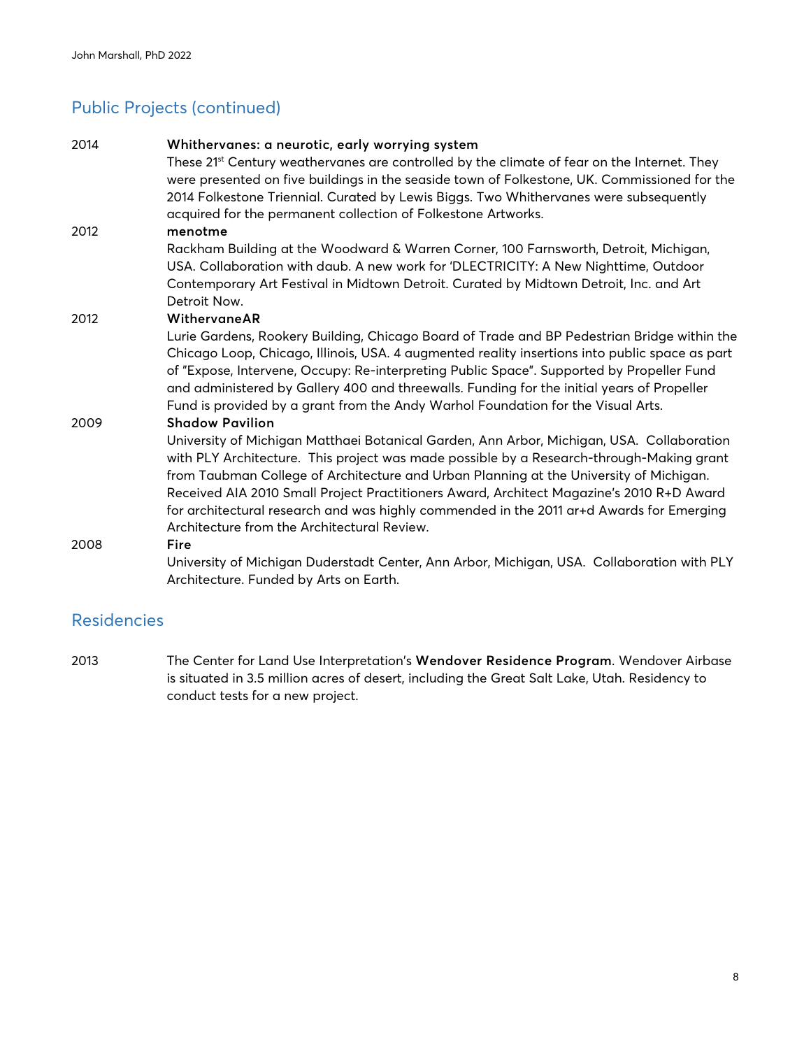## Public Projects (continued)

2014 **Whithervanes: a neurotic, early worrying system**
These 21st Century weathervanes are controlled by the climate of fear on the Internet. They were presented on five buildings in the seaside town of Folkestone, UK. Commissioned for the 2014 Folkestone Triennial. Curated by Lewis Biggs. Two Whithervanes were subsequently acquired for the permanent collection of Folkestone Artworks.

2012 **menotme**
Rackham Building at the Woodward & Warren Corner, 100 Farnsworth, Detroit, Michigan, USA. Collaboration with daub. A new work for 'DLECTRICITY: A New Nighttime, Outdoor Contemporary Art Festival in Midtown Detroit. Curated by Midtown Detroit, Inc. and Art Detroit Now.

2012 **WithervaneAR**
Lurie Gardens, Rookery Building, Chicago Board of Trade and BP Pedestrian Bridge within the Chicago Loop, Chicago, Illinois, USA. 4 augmented reality insertions into public space as part of "Expose, Intervene, Occupy: Re-interpreting Public Space". Supported by Propeller Fund and administered by Gallery 400 and threewalls. Funding for the initial years of Propeller Fund is provided by a grant from the Andy Warhol Foundation for the Visual Arts.

2009 **Shadow Pavilion**
University of Michigan Matthaei Botanical Garden, Ann Arbor, Michigan, USA. Collaboration with PLY Architecture. This project was made possible by a Research-through-Making grant from Taubman College of Architecture and Urban Planning at the University of Michigan. Received AIA 2010 Small Project Practitioners Award, Architect Magazine's 2010 R+D Award for architectural research and was highly commended in the 2011 ar+d Awards for Emerging Architecture from the Architectural Review.

2008 **Fire**
University of Michigan Duderstadt Center, Ann Arbor, Michigan, USA. Collaboration with PLY Architecture. Funded by Arts on Earth.

## Residencies

2013 The Center for Land Use Interpretation's **Wendover Residence Program**. Wendover Airbase is situated in 3.5 million acres of desert, including the Great Salt Lake, Utah. Residency to conduct tests for a new project.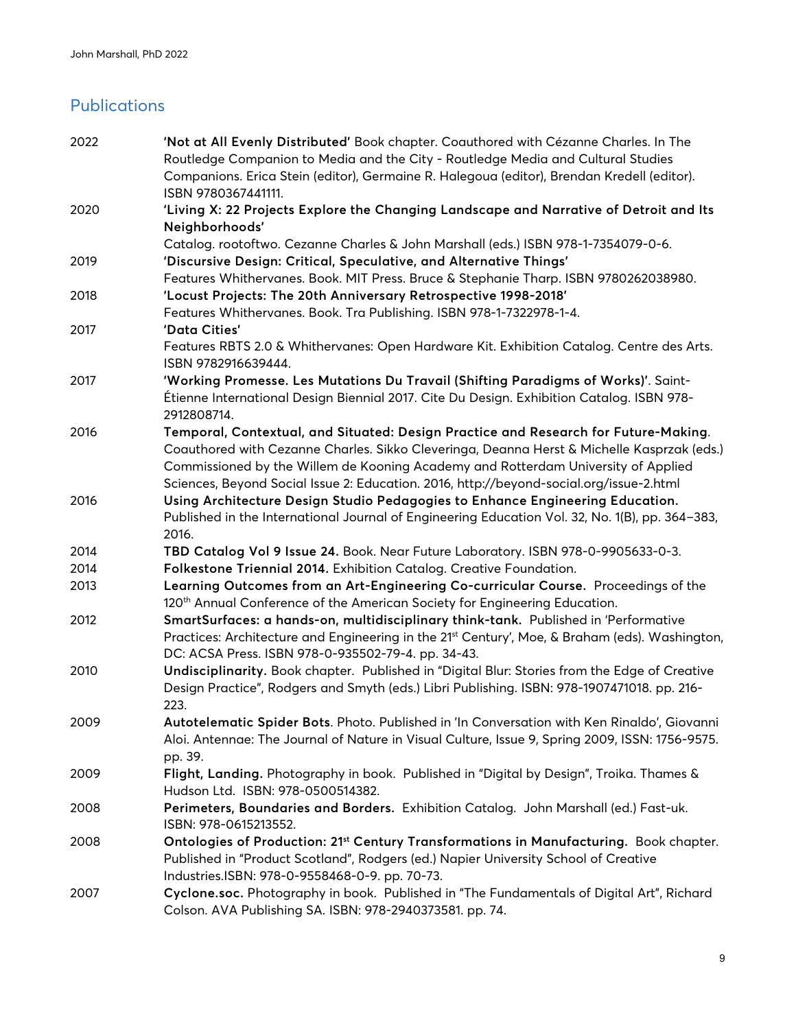## Publications

| | |
|---|---|
| 2022 | **'Not at All Evenly Distributed'** Book chapter. Coauthored with Cézanne Charles. In The Routledge Companion to Media and the City - Routledge Media and Cultural Studies Companions. Erica Stein (editor), Germaine R. Halegoua (editor), Brendan Kredell (editor). ISBN 9780367441111. |
| 2020 | **'Living X: 22 Projects Explore the Changing Landscape and Narrative of Detroit and Its Neighborhoods'** Catalog. rootoftwo. Cezanne Charles & John Marshall (eds.) ISBN 978-1-7354079-0-6. |
| 2019 | **'Discursive Design: Critical, Speculative, and Alternative Things'** Features Whithervanes. Book. MIT Press. Bruce & Stephanie Tharp. ISBN 9780262038980. |
| 2018 | **'Locust Projects: The 20th Anniversary Retrospective 1998-2018'** Features Whithervanes. Book. Tra Publishing. ISBN 978-1-7322978-1-4. |
| 2017 | **'Data Cities'** Features RBTS 2.0 & Whithervanes: Open Hardware Kit. Exhibition Catalog. Centre des Arts. ISBN 9782916639444. |
| 2017 | **'Working Promesse. Les Mutations Du Travail (Shifting Paradigms of Works)'**. Saint-Étienne International Design Biennial 2017. Cite Du Design. Exhibition Catalog. ISBN 978-2912808714. |
| 2016 | **Temporal, Contextual, and Situated: Design Practice and Research for Future-Making**. Coauthored with Cezanne Charles. Sikko Cleveringa, Deanna Herst & Michelle Kasprzak (eds.) Commissioned by the Willem de Kooning Academy and Rotterdam University of Applied Sciences, Beyond Social Issue 2: Education. 2016, http://beyond-social.org/issue-2.html |
| 2016 | **Using Architecture Design Studio Pedagogies to Enhance Engineering Education.** Published in the International Journal of Engineering Education Vol. 32, No. 1(B), pp. 364–383, 2016. |
| 2014 | **TBD Catalog Vol 9 Issue 24.** Book. Near Future Laboratory. ISBN 978-0-9905633-0-3. |
| 2014 | **Folkestone Triennial 2014.** Exhibition Catalog. Creative Foundation. |
| 2013 | **Learning Outcomes from an Art-Engineering Co-curricular Course.** Proceedings of the 120th Annual Conference of the American Society for Engineering Education. |
| 2012 | **SmartSurfaces: a hands-on, multidisciplinary think-tank.** Published in 'Performative Practices: Architecture and Engineering in the 21st Century', Moe, & Braham (eds). Washington, DC: ACSA Press. ISBN 978-0-935502-79-4. pp. 34-43. |
| 2010 | **Undisciplinarity.** Book chapter. Published in "Digital Blur: Stories from the Edge of Creative Design Practice", Rodgers and Smyth (eds.) Libri Publishing. ISBN: 978-1907471018. pp. 216-223. |
| 2009 | **Autotelematic Spider Bots**. Photo. Published in 'In Conversation with Ken Rinaldo', Giovanni Aloi. Antennae: The Journal of Nature in Visual Culture, Issue 9, Spring 2009, ISSN: 1756-9575. pp. 39. |
| 2009 | **Flight, Landing.** Photography in book. Published in "Digital by Design", Troika. Thames & Hudson Ltd. ISBN: 978-0500514382. |
| 2008 | **Perimeters, Boundaries and Borders.** Exhibition Catalog. John Marshall (ed.) Fast-uk. ISBN: 978-0615213552. |
| 2008 | **Ontologies of Production: 21st Century Transformations in Manufacturing.** Book chapter. Published in "Product Scotland", Rodgers (ed.) Napier University School of Creative Industries.ISBN: 978-0-9558468-0-9. pp. 70-73. |
| 2007 | **Cyclone.soc.** Photography in book. Published in "The Fundamentals of Digital Art", Richard Colson. AVA Publishing SA. ISBN: 978-2940373581. pp. 74. |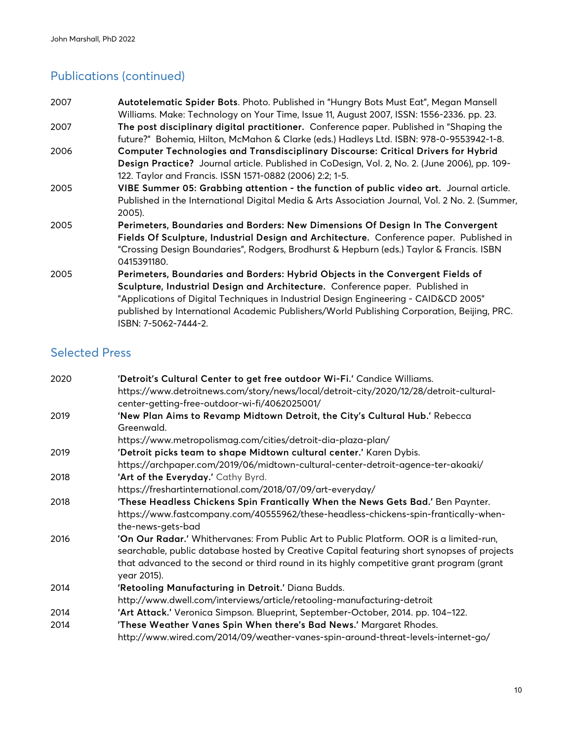## Publications (continued)

| | |
|---|---|
| 2007 | **Autotelematic Spider Bots**. Photo. Published in "Hungry Bots Must Eat", Megan Mansell Williams. Make: Technology on Your Time, Issue 11, August 2007, ISSN: 1556-2336. pp. 23. |
| 2007 | **The post disciplinary digital practitioner.** Conference paper. Published in "Shaping the future?" Bohemia, Hilton, McMahon & Clarke (eds.) Hadleys Ltd. ISBN: 978-0-9553942-1-8. |
| 2006 | **Computer Technologies and Transdisciplinary Discourse: Critical Drivers for Hybrid Design Practice?** Journal article. Published in CoDesign, Vol. 2, No. 2. (June 2006), pp. 109-122. Taylor and Francis. ISSN 1571-0882 (2006) 2:2; 1-5. |
| 2005 | **VIBE Summer 05: Grabbing attention - the function of public video art.** Journal article. Published in the International Digital Media & Arts Association Journal, Vol. 2 No. 2. (Summer, 2005). |
| 2005 | **Perimeters, Boundaries and Borders: New Dimensions Of Design In The Convergent Fields Of Sculpture, Industrial Design and Architecture.** Conference paper. Published in "Crossing Design Boundaries", Rodgers, Brodhurst & Hepburn (eds.) Taylor & Francis. ISBN 0415391180. |
| 2005 | **Perimeters, Boundaries and Borders: Hybrid Objects in the Convergent Fields of Sculpture, Industrial Design and Architecture.** Conference paper. Published in "Applications of Digital Techniques in Industrial Design Engineering - CAID&CD 2005" published by International Academic Publishers/World Publishing Corporation, Beijing, PRC. ISBN: 7-5062-7444-2. |

## Selected Press

| | |
|---|---|
| 2020 | **'Detroit's Cultural Center to get free outdoor Wi-Fi.'** Candice Williams. https://www.detroitnews.com/story/news/local/detroit-city/2020/12/28/detroit-cultural-center-getting-free-outdoor-wi-fi/4062025001/ |
| 2019 | **'New Plan Aims to Revamp Midtown Detroit, the City's Cultural Hub.'** Rebecca Greenwald. https://www.metropolismag.com/cities/detroit-dia-plaza-plan/ |
| 2019 | **'Detroit picks team to shape Midtown cultural center.'** Karen Dybis. https://archpaper.com/2019/06/midtown-cultural-center-detroit-agence-ter-akoaki/ |
| 2018 | **'Art of the Everyday.'** Cathy Byrd. https://freshartinternational.com/2018/07/09/art-everyday/ |
| 2018 | **'These Headless Chickens Spin Frantically When the News Gets Bad.'** Ben Paynter. https://www.fastcompany.com/40555962/these-headless-chickens-spin-frantically-when-the-news-gets-bad |
| 2016 | **'On Our Radar.'** Whithervanes: From Public Art to Public Platform. OOR is a limited-run, searchable, public database hosted by Creative Capital featuring short synopses of projects that advanced to the second or third round in its highly competitive grant program (grant year 2015). |
| 2014 | **'Retooling Manufacturing in Detroit.'** Diana Budds. http://www.dwell.com/interviews/article/retooling-manufacturing-detroit |
| 2014 | **'Art Attack.'** Veronica Simpson. Blueprint, September-October, 2014. pp. 104–122. |
| 2014 | **'These Weather Vanes Spin When there's Bad News.'** Margaret Rhodes. http://www.wired.com/2014/09/weather-vanes-spin-around-threat-levels-internet-go/ |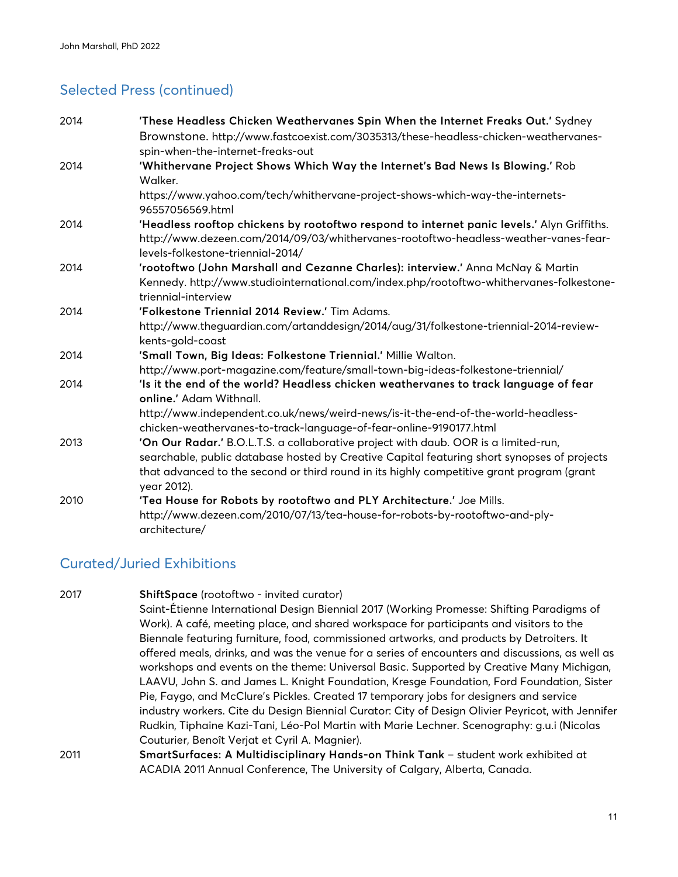## Selected Press (continued)

2014 **'These Headless Chicken Weathervanes Spin When the Internet Freaks Out.'** Sydney Brownstone. http://www.fastcoexist.com/3035313/these-headless-chicken-weathervanes-spin-when-the-internet-freaks-out

2014 **'Whithervane Project Shows Which Way the Internet's Bad News Is Blowing.'** Rob Walker. https://www.yahoo.com/tech/whithervane-project-shows-which-way-the-internets-96557056569.html

2014 **'Headless rooftop chickens by rootoftwo respond to internet panic levels.'** Alyn Griffiths. http://www.dezeen.com/2014/09/03/whithervanes-rootoftwo-headless-weather-vanes-fear-levels-folkestone-triennial-2014/

2014 **'rootoftwo (John Marshall and Cezanne Charles): interview.'** Anna McNay & Martin Kennedy. http://www.studiointernational.com/index.php/rootoftwo-whithervanes-folkestone-triennial-interview

2014 **'Folkestone Triennial 2014 Review.'** Tim Adams. http://www.theguardian.com/artanddesign/2014/aug/31/folkestone-triennial-2014-review-kents-gold-coast

2014 **'Small Town, Big Ideas: Folkestone Triennial.'** Millie Walton. http://www.port-magazine.com/feature/small-town-big-ideas-folkestone-triennial/

2014 **'Is it the end of the world? Headless chicken weathervanes to track language of fear online.'** Adam Withnall. http://www.independent.co.uk/news/weird-news/is-it-the-end-of-the-world-headless-chicken-weathervanes-to-track-language-of-fear-online-9190177.html

2013 **'On Our Radar.'** B.O.L.T.S. a collaborative project with daub. OOR is a limited-run, searchable, public database hosted by Creative Capital featuring short synopses of projects that advanced to the second or third round in its highly competitive grant program (grant year 2012).

2010 **'Tea House for Robots by rootoftwo and PLY Architecture.'** Joe Mills. http://www.dezeen.com/2010/07/13/tea-house-for-robots-by-rootoftwo-and-ply-architecture/

## Curated/Juried Exhibitions

2017 **ShiftSpace** (rootoftwo - invited curator)
Saint-Étienne International Design Biennial 2017 (Working Promesse: Shifting Paradigms of Work). A café, meeting place, and shared workspace for participants and visitors to the Biennale featuring furniture, food, commissioned artworks, and products by Detroiters. It offered meals, drinks, and was the venue for a series of encounters and discussions, as well as workshops and events on the theme: Universal Basic. Supported by Creative Many Michigan, LAAVU, John S. and James L. Knight Foundation, Kresge Foundation, Ford Foundation, Sister Pie, Faygo, and McClure's Pickles. Created 17 temporary jobs for designers and service industry workers. Cite du Design Biennial Curator: City of Design Olivier Peyricot, with Jennifer Rudkin, Tiphaine Kazi-Tani, Léo-Pol Martin with Marie Lechner. Scenography: g.u.i (Nicolas Couturier, Benoît Verjat et Cyril A. Magnier).

2011 **SmartSurfaces: A Multidisciplinary Hands-on Think Tank** – student work exhibited at ACADIA 2011 Annual Conference, The University of Calgary, Alberta, Canada.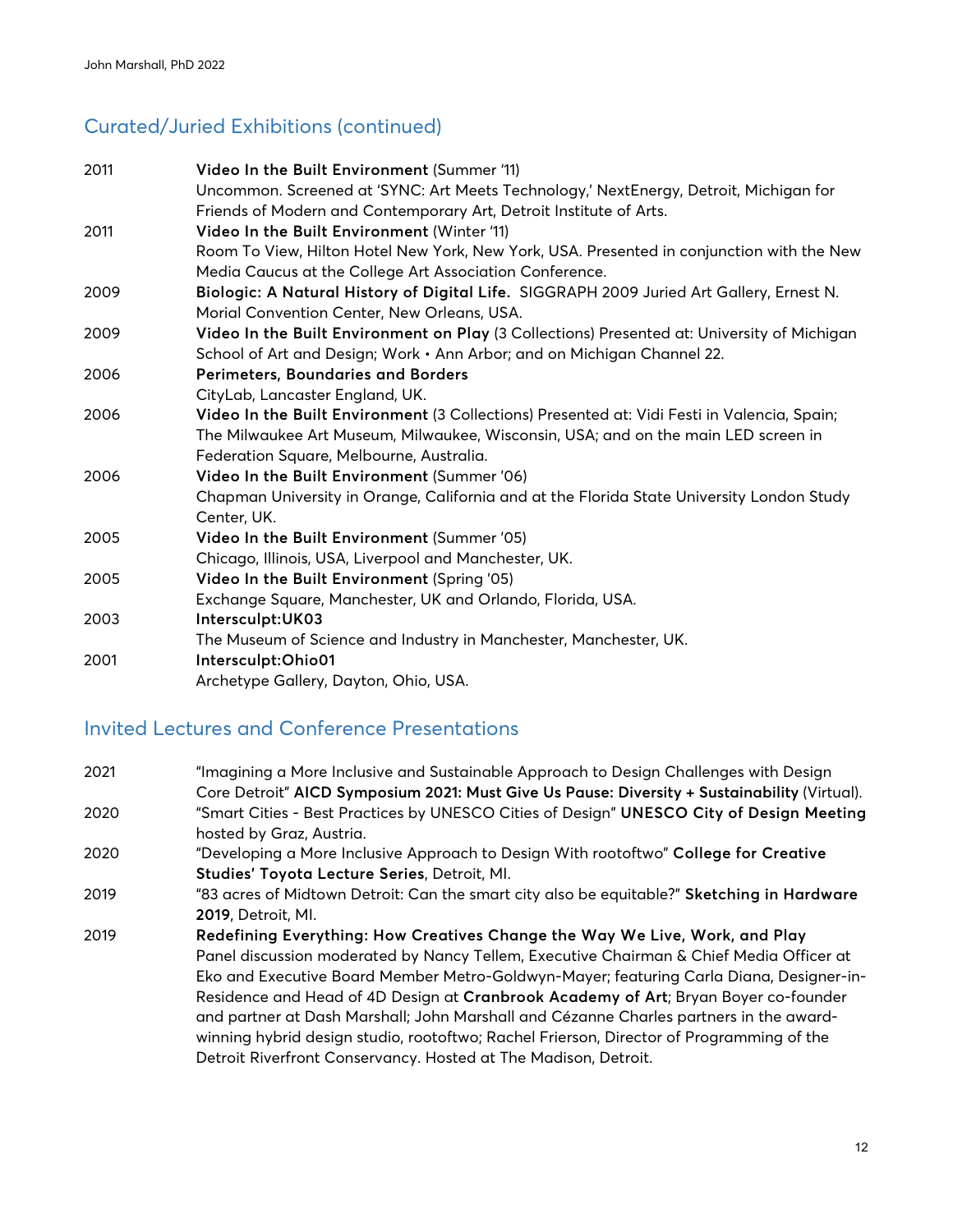## Curated/Juried Exhibitions (continued)

2011 **Video In the Built Environment** (Summer '11)
Uncommon. Screened at 'SYNC: Art Meets Technology,' NextEnergy, Detroit, Michigan for Friends of Modern and Contemporary Art, Detroit Institute of Arts.

2011 **Video In the Built Environment** (Winter '11)
Room To View, Hilton Hotel New York, New York, USA. Presented in conjunction with the New Media Caucus at the College Art Association Conference.

2009 **Biologic: A Natural History of Digital Life.** SIGGRAPH 2009 Juried Art Gallery, Ernest N. Morial Convention Center, New Orleans, USA.

2009 **Video In the Built Environment on Play** (3 Collections) Presented at: University of Michigan School of Art and Design; Work • Ann Arbor; and on Michigan Channel 22.

2006 **Perimeters, Boundaries and Borders**
CityLab, Lancaster England, UK.

2006 **Video In the Built Environment** (3 Collections) Presented at: Vidi Festi in Valencia, Spain; The Milwaukee Art Museum, Milwaukee, Wisconsin, USA; and on the main LED screen in Federation Square, Melbourne, Australia.

2006 **Video In the Built Environment** (Summer '06)
Chapman University in Orange, California and at the Florida State University London Study Center, UK.

2005 **Video In the Built Environment** (Summer '05)
Chicago, Illinois, USA, Liverpool and Manchester, UK.

2005 **Video In the Built Environment** (Spring '05)
Exchange Square, Manchester, UK and Orlando, Florida, USA.

2003 **Intersculpt:UK03**
The Museum of Science and Industry in Manchester, Manchester, UK.

2001 **Intersculpt:Ohio01**
Archetype Gallery, Dayton, Ohio, USA.

## Invited Lectures and Conference Presentations

2021 "Imagining a More Inclusive and Sustainable Approach to Design Challenges with Design Core Detroit" **AICD Symposium 2021: Must Give Us Pause: Diversity + Sustainability** (Virtual).

2020 "Smart Cities - Best Practices by UNESCO Cities of Design" **UNESCO City of Design Meeting** hosted by Graz, Austria.

2020 "Developing a More Inclusive Approach to Design With rootoftwo" **College for Creative Studies' Toyota Lecture Series**, Detroit, MI.

2019 "83 acres of Midtown Detroit: Can the smart city also be equitable?" **Sketching in Hardware 2019**, Detroit, MI.

2019 **Redefining Everything: How Creatives Change the Way We Live, Work, and Play**
Panel discussion moderated by Nancy Tellem, Executive Chairman & Chief Media Officer at Eko and Executive Board Member Metro-Goldwyn-Mayer; featuring Carla Diana, Designer-in-Residence and Head of 4D Design at **Cranbrook Academy of Art**; Bryan Boyer co-founder and partner at Dash Marshall; John Marshall and Cézanne Charles partners in the award-winning hybrid design studio, rootoftwo; Rachel Frierson, Director of Programming of the Detroit Riverfront Conservancy. Hosted at The Madison, Detroit.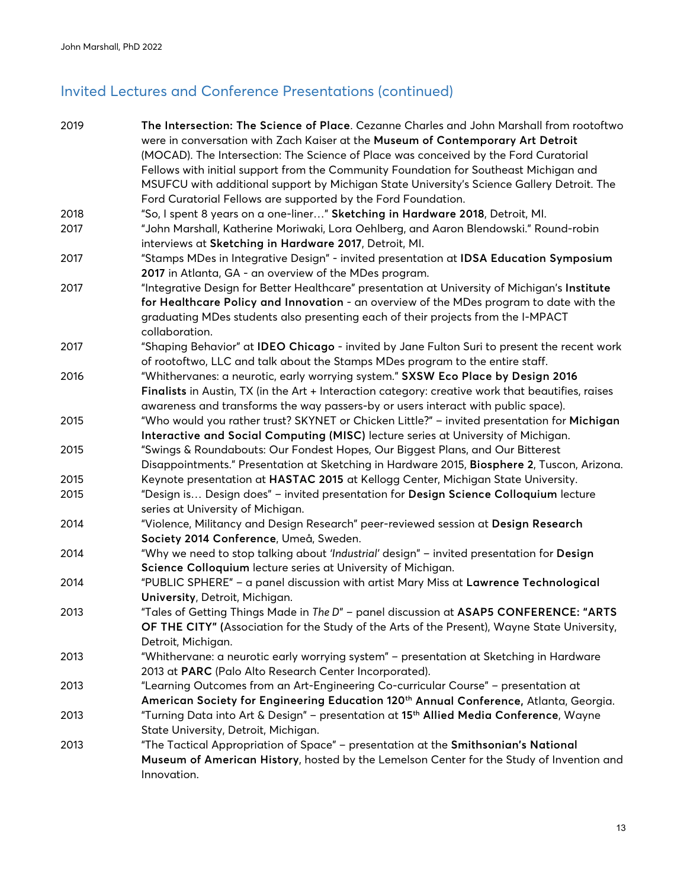## Invited Lectures and Conference Presentations (continued)

2019 **The Intersection: The Science of Place**. Cezanne Charles and John Marshall from rootoftwo were in conversation with Zach Kaiser at the **Museum of Contemporary Art Detroit** (MOCAD). The Intersection: The Science of Place was conceived by the Ford Curatorial Fellows with initial support from the Community Foundation for Southeast Michigan and MSUFCU with additional support by Michigan State University's Science Gallery Detroit. The Ford Curatorial Fellows are supported by the Ford Foundation.

2018 "So, I spent 8 years on a one-liner…" **Sketching in Hardware 2018**, Detroit, MI.

2017 "John Marshall, Katherine Moriwaki, Lora Oehlberg, and Aaron Blendowski." Round-robin interviews at **Sketching in Hardware 2017**, Detroit, MI.

2017 "Stamps MDes in Integrative Design" - invited presentation at **IDSA Education Symposium 2017** in Atlanta, GA - an overview of the MDes program.

2017 "Integrative Design for Better Healthcare" presentation at University of Michigan's **Institute for Healthcare Policy and Innovation** - an overview of the MDes program to date with the graduating MDes students also presenting each of their projects from the I-MPACT collaboration.

2017 "Shaping Behavior" at **IDEO Chicago** - invited by Jane Fulton Suri to present the recent work of rootoftwo, LLC and talk about the Stamps MDes program to the entire staff.

2016 "Whithervanes: a neurotic, early worrying system." **SXSW Eco Place by Design 2016 Finalists** in Austin, TX (in the Art + Interaction category: creative work that beautifies, raises awareness and transforms the way passers-by or users interact with public space).

2015 "Who would you rather trust? SKYNET or Chicken Little?" – invited presentation for **Michigan Interactive and Social Computing (MISC)** lecture series at University of Michigan.

2015 "Swings & Roundabouts: Our Fondest Hopes, Our Biggest Plans, and Our Bitterest Disappointments." Presentation at Sketching in Hardware 2015, **Biosphere 2**, Tuscon, Arizona.

2015 Keynote presentation at **HASTAC 2015** at Kellogg Center, Michigan State University.

2015 "Design is… Design does" – invited presentation for **Design Science Colloquium** lecture series at University of Michigan.

2014 "Violence, Militancy and Design Research" peer-reviewed session at **Design Research Society 2014 Conference**, Umeå, Sweden.

2014 "Why we need to stop talking about *'Industrial'* design" – invited presentation for **Design Science Colloquium** lecture series at University of Michigan.

2014 "PUBLIC SPHERE" – a panel discussion with artist Mary Miss at **Lawrence Technological University**, Detroit, Michigan.

2013 "Tales of Getting Things Made in *The D*" – panel discussion at **ASAP5 CONFERENCE: "ARTS OF THE CITY" (**Association for the Study of the Arts of the Present), Wayne State University, Detroit, Michigan.

2013 "Whithervane: a neurotic early worrying system" – presentation at Sketching in Hardware 2013 at **PARC** (Palo Alto Research Center Incorporated).

2013 "Learning Outcomes from an Art-Engineering Co-curricular Course" – presentation at **American Society for Engineering Education 120th Annual Conference,** Atlanta, Georgia.

2013 "Turning Data into Art & Design" – presentation at **15th Allied Media Conference**, Wayne State University, Detroit, Michigan.

2013 "The Tactical Appropriation of Space" – presentation at the **Smithsonian's National Museum of American History**, hosted by the Lemelson Center for the Study of Invention and Innovation.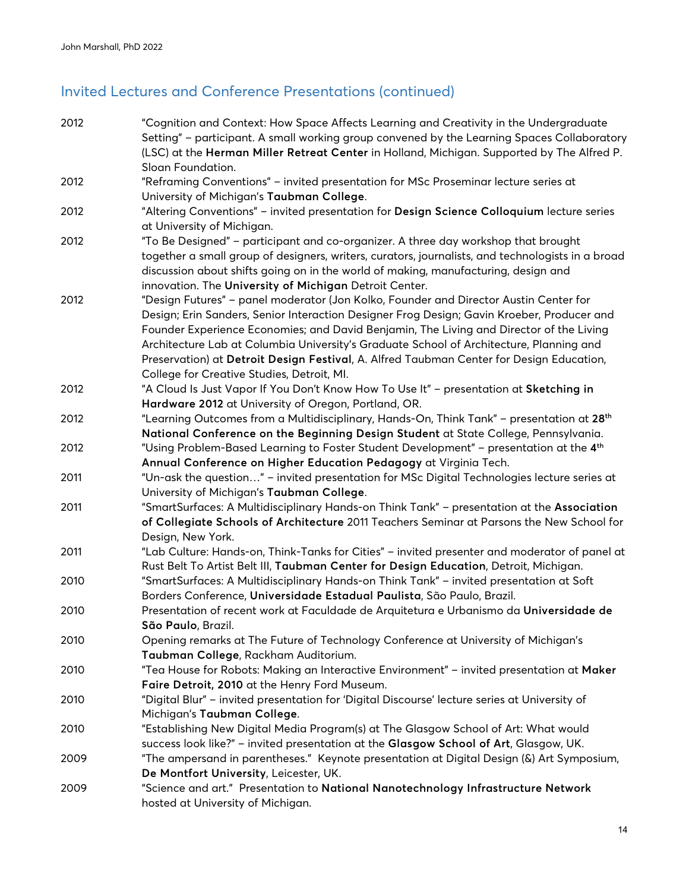## Invited Lectures and Conference Presentations (continued)

2012 "Cognition and Context: How Space Affects Learning and Creativity in the Undergraduate Setting" – participant. A small working group convened by the Learning Spaces Collaboratory (LSC) at the **Herman Miller Retreat Center** in Holland, Michigan. Supported by The Alfred P. Sloan Foundation.

2012 "Reframing Conventions" – invited presentation for MSc Proseminar lecture series at University of Michigan's **Taubman College**.

2012 "Altering Conventions" – invited presentation for **Design Science Colloquium** lecture series at University of Michigan.

2012 "To Be Designed" – participant and co-organizer. A three day workshop that brought together a small group of designers, writers, curators, journalists, and technologists in a broad discussion about shifts going on in the world of making, manufacturing, design and innovation. The **University of Michigan** Detroit Center.

2012 "Design Futures" – panel moderator (Jon Kolko, Founder and Director Austin Center for Design; Erin Sanders, Senior Interaction Designer Frog Design; Gavin Kroeber, Producer and Founder Experience Economies; and David Benjamin, The Living and Director of the Living Architecture Lab at Columbia University's Graduate School of Architecture, Planning and Preservation) at **Detroit Design Festival**, A. Alfred Taubman Center for Design Education, College for Creative Studies, Detroit, MI.

2012 "A Cloud Is Just Vapor If You Don't Know How To Use It" – presentation at **Sketching in Hardware 2012** at University of Oregon, Portland, OR.

2012 "Learning Outcomes from a Multidisciplinary, Hands-On, Think Tank" – presentation at **28th National Conference on the Beginning Design Student** at State College, Pennsylvania.

2012 "Using Problem-Based Learning to Foster Student Development" – presentation at the **4th Annual Conference on Higher Education Pedagogy** at Virginia Tech.

2011 "Un-ask the question…" – invited presentation for MSc Digital Technologies lecture series at University of Michigan's **Taubman College**.

2011 "SmartSurfaces: A Multidisciplinary Hands-on Think Tank" – presentation at the **Association of Collegiate Schools of Architecture** 2011 Teachers Seminar at Parsons the New School for Design, New York.

2011 "Lab Culture: Hands-on, Think-Tanks for Cities" – invited presenter and moderator of panel at Rust Belt To Artist Belt III, **Taubman Center for Design Education**, Detroit, Michigan.

2010 "SmartSurfaces: A Multidisciplinary Hands-on Think Tank" – invited presentation at Soft Borders Conference, **Universidade Estadual Paulista**, São Paulo, Brazil.

2010 Presentation of recent work at Faculdade de Arquitetura e Urbanismo da **Universidade de São Paulo**, Brazil.

2010 Opening remarks at The Future of Technology Conference at University of Michigan's **Taubman College**, Rackham Auditorium.

2010 "Tea House for Robots: Making an Interactive Environment" – invited presentation at **Maker Faire Detroit, 2010** at the Henry Ford Museum.

2010 "Digital Blur" – invited presentation for 'Digital Discourse' lecture series at University of Michigan's **Taubman College**.

2010 "Establishing New Digital Media Program(s) at The Glasgow School of Art: What would success look like?" – invited presentation at the **Glasgow School of Art**, Glasgow, UK.

2009 "The ampersand in parentheses." Keynote presentation at Digital Design (&) Art Symposium, **De Montfort University**, Leicester, UK.

2009 "Science and art." Presentation to **National Nanotechnology Infrastructure Network** hosted at University of Michigan.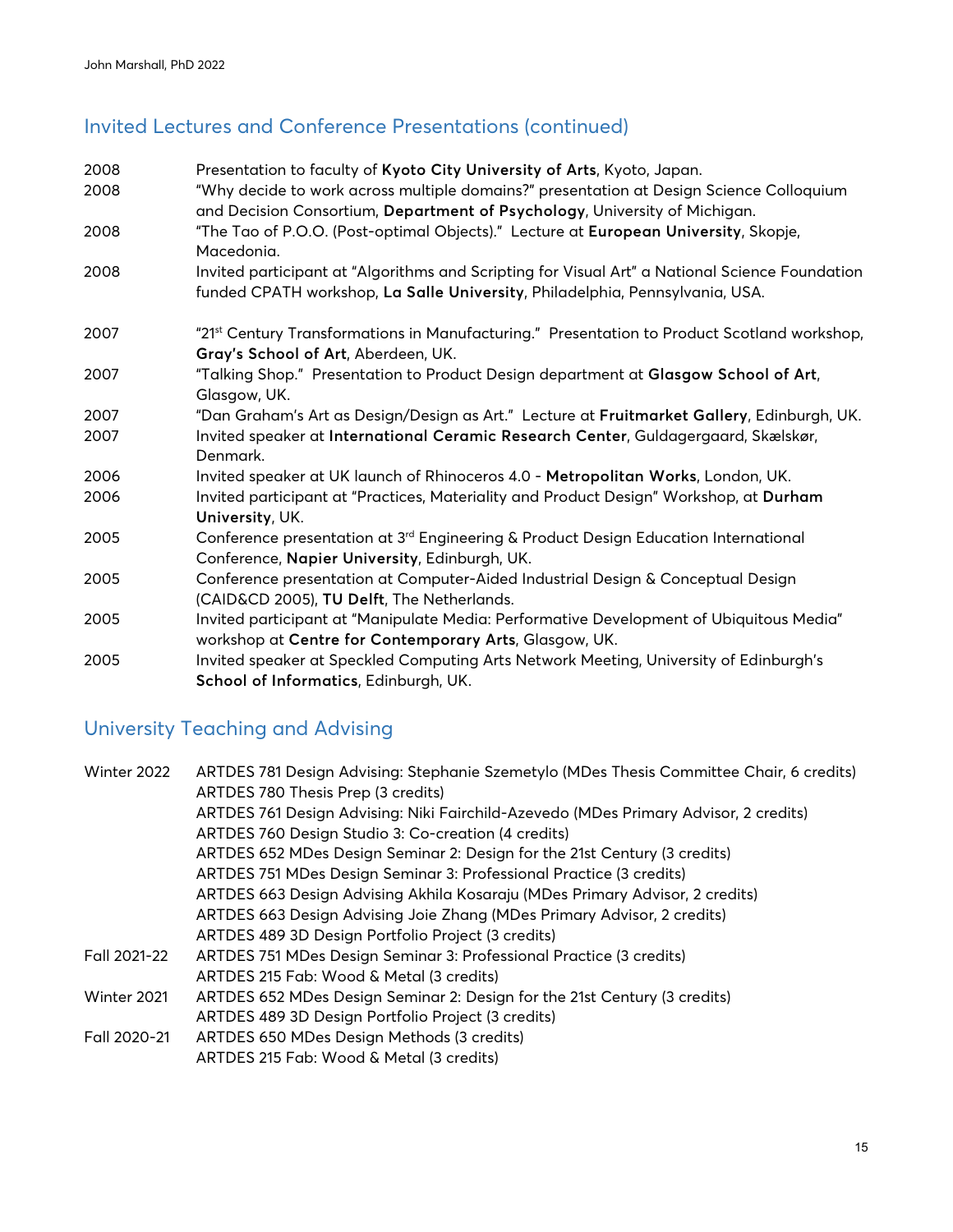## Invited Lectures and Conference Presentations (continued)

| | |
|---|---|
| 2008 | Presentation to faculty of **Kyoto City University of Arts**, Kyoto, Japan. |
| 2008 | "Why decide to work across multiple domains?" presentation at Design Science Colloquium and Decision Consortium, **Department of Psychology**, University of Michigan. |
| 2008 | "The Tao of P.O.O. (Post-optimal Objects)." Lecture at **European University**, Skopje, Macedonia. |
| 2008 | Invited participant at "Algorithms and Scripting for Visual Art" a National Science Foundation funded CPATH workshop, **La Salle University**, Philadelphia, Pennsylvania, USA. |
| 2007 | "21st Century Transformations in Manufacturing." Presentation to Product Scotland workshop, **Gray's School of Art**, Aberdeen, UK. |
| 2007 | "Talking Shop." Presentation to Product Design department at **Glasgow School of Art**, Glasgow, UK. |
| 2007 | "Dan Graham's Art as Design/Design as Art." Lecture at **Fruitmarket Gallery**, Edinburgh, UK. |
| 2007 | Invited speaker at **International Ceramic Research Center**, Guldagergaard, Skælskør, Denmark. |
| 2006 | Invited speaker at UK launch of Rhinoceros 4.0 - **Metropolitan Works**, London, UK. |
| 2006 | Invited participant at "Practices, Materiality and Product Design" Workshop, at **Durham University**, UK. |
| 2005 | Conference presentation at 3rd Engineering & Product Design Education International Conference, **Napier University**, Edinburgh, UK. |
| 2005 | Conference presentation at Computer-Aided Industrial Design & Conceptual Design (CAID&CD 2005), **TU Delft**, The Netherlands. |
| 2005 | Invited participant at "Manipulate Media: Performative Development of Ubiquitous Media" workshop at **Centre for Contemporary Arts**, Glasgow, UK. |
| 2005 | Invited speaker at Speckled Computing Arts Network Meeting, University of Edinburgh's **School of Informatics**, Edinburgh, UK. |

## University Teaching and Advising

| | |
|---|---|
| Winter 2022 | ARTDES 781 Design Advising: Stephanie Szemetylo (MDes Thesis Committee Chair, 6 credits) |
| | ARTDES 780 Thesis Prep (3 credits) |
| | ARTDES 761 Design Advising: Niki Fairchild-Azevedo (MDes Primary Advisor, 2 credits) |
| | ARTDES 760 Design Studio 3: Co-creation (4 credits) |
| | ARTDES 652 MDes Design Seminar 2: Design for the 21st Century (3 credits) |
| | ARTDES 751 MDes Design Seminar 3: Professional Practice (3 credits) |
| | ARTDES 663 Design Advising Akhila Kosaraju (MDes Primary Advisor, 2 credits) |
| | ARTDES 663 Design Advising Joie Zhang (MDes Primary Advisor, 2 credits) |
| | ARTDES 489 3D Design Portfolio Project (3 credits) |
| Fall 2021-22 | ARTDES 751 MDes Design Seminar 3: Professional Practice (3 credits) |
| | ARTDES 215 Fab: Wood & Metal (3 credits) |
| Winter 2021 | ARTDES 652 MDes Design Seminar 2: Design for the 21st Century (3 credits) |
| | ARTDES 489 3D Design Portfolio Project (3 credits) |
| Fall 2020-21 | ARTDES 650 MDes Design Methods (3 credits) |
| | ARTDES 215 Fab: Wood & Metal (3 credits) |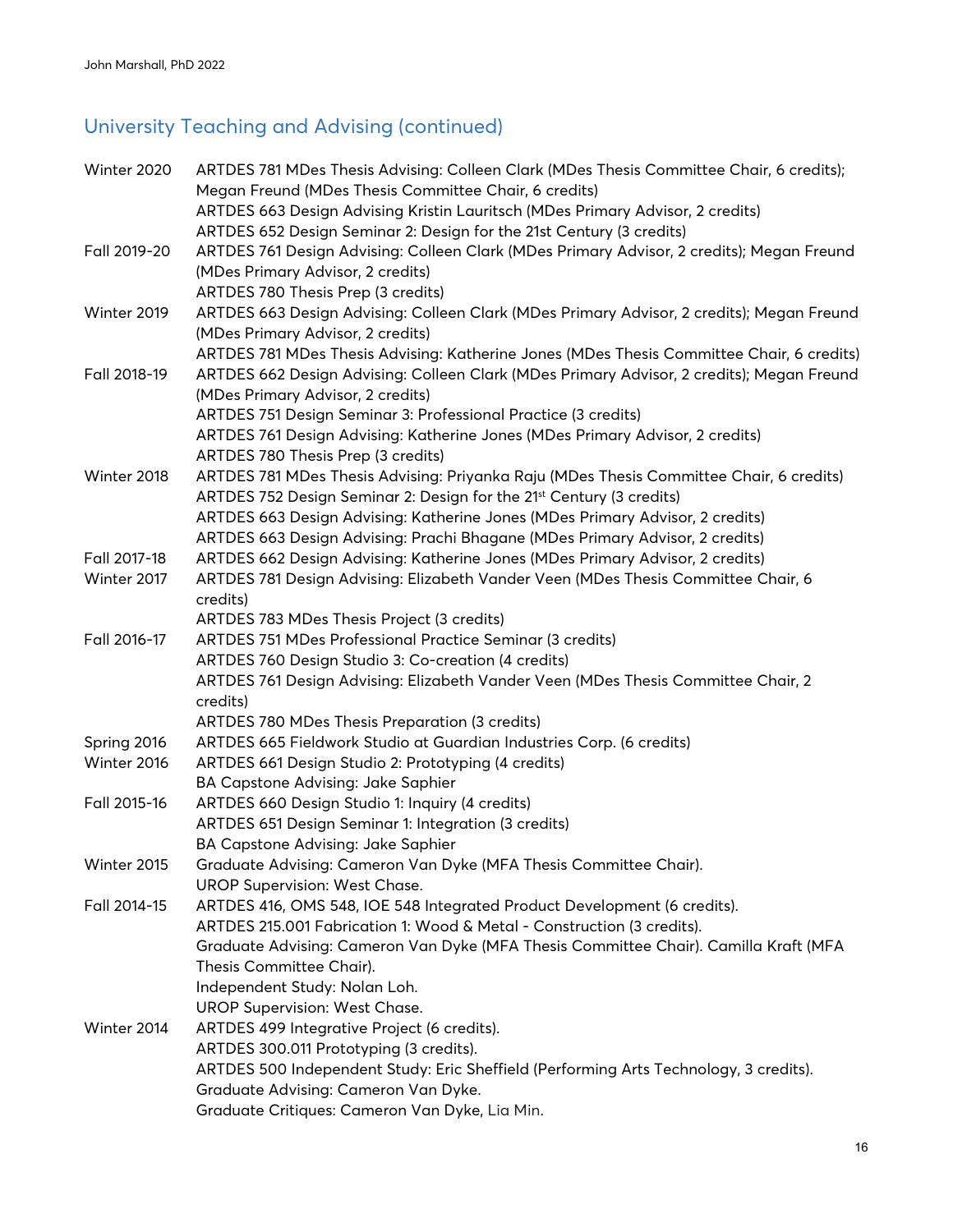## University Teaching and Advising (continued)

| | |
|---|---|
| Winter 2020 | ARTDES 781 MDes Thesis Advising: Colleen Clark (MDes Thesis Committee Chair, 6 credits); Megan Freund (MDes Thesis Committee Chair, 6 credits)<br>ARTDES 663 Design Advising Kristin Lauritsch (MDes Primary Advisor, 2 credits)<br>ARTDES 652 Design Seminar 2: Design for the 21st Century (3 credits) |
| Fall 2019-20 | ARTDES 761 Design Advising: Colleen Clark (MDes Primary Advisor, 2 credits); Megan Freund (MDes Primary Advisor, 2 credits)<br>ARTDES 780 Thesis Prep (3 credits) |
| Winter 2019 | ARTDES 663 Design Advising: Colleen Clark (MDes Primary Advisor, 2 credits); Megan Freund (MDes Primary Advisor, 2 credits)<br>ARTDES 781 MDes Thesis Advising: Katherine Jones (MDes Thesis Committee Chair, 6 credits) |
| Fall 2018-19 | ARTDES 662 Design Advising: Colleen Clark (MDes Primary Advisor, 2 credits); Megan Freund (MDes Primary Advisor, 2 credits)<br>ARTDES 751 Design Seminar 3: Professional Practice (3 credits)<br>ARTDES 761 Design Advising: Katherine Jones (MDes Primary Advisor, 2 credits)<br>ARTDES 780 Thesis Prep (3 credits) |
| Winter 2018 | ARTDES 781 MDes Thesis Advising: Priyanka Raju (MDes Thesis Committee Chair, 6 credits)<br>ARTDES 752 Design Seminar 2: Design for the 21st Century (3 credits)<br>ARTDES 663 Design Advising: Katherine Jones (MDes Primary Advisor, 2 credits)<br>ARTDES 663 Design Advising: Prachi Bhagane (MDes Primary Advisor, 2 credits) |
| Fall 2017-18 | ARTDES 662 Design Advising: Katherine Jones (MDes Primary Advisor, 2 credits) |
| Winter 2017 | ARTDES 781 Design Advising: Elizabeth Vander Veen (MDes Thesis Committee Chair, 6 credits)<br>ARTDES 783 MDes Thesis Project (3 credits) |
| Fall 2016-17 | ARTDES 751 MDes Professional Practice Seminar (3 credits)<br>ARTDES 760 Design Studio 3: Co-creation (4 credits)<br>ARTDES 761 Design Advising: Elizabeth Vander Veen (MDes Thesis Committee Chair, 2 credits)<br>ARTDES 780 MDes Thesis Preparation (3 credits) |
| Spring 2016 | ARTDES 665 Fieldwork Studio at Guardian Industries Corp. (6 credits) |
| Winter 2016 | ARTDES 661 Design Studio 2: Prototyping (4 credits)<br>BA Capstone Advising: Jake Saphier |
| Fall 2015-16 | ARTDES 660 Design Studio 1: Inquiry (4 credits)<br>ARTDES 651 Design Seminar 1: Integration (3 credits)<br>BA Capstone Advising: Jake Saphier |
| Winter 2015 | Graduate Advising: Cameron Van Dyke (MFA Thesis Committee Chair).<br>UROP Supervision: West Chase. |
| Fall 2014-15 | ARTDES 416, OMS 548, IOE 548 Integrated Product Development (6 credits).<br>ARTDES 215.001 Fabrication 1: Wood & Metal - Construction (3 credits).<br>Graduate Advising: Cameron Van Dyke (MFA Thesis Committee Chair). Camilla Kraft (MFA Thesis Committee Chair).<br>Independent Study: Nolan Loh.<br>UROP Supervision: West Chase. |
| Winter 2014 | ARTDES 499 Integrative Project (6 credits).<br>ARTDES 300.011 Prototyping (3 credits).<br>ARTDES 500 Independent Study: Eric Sheffield (Performing Arts Technology, 3 credits).<br>Graduate Advising: Cameron Van Dyke.<br>Graduate Critiques: Cameron Van Dyke, Lia Min. |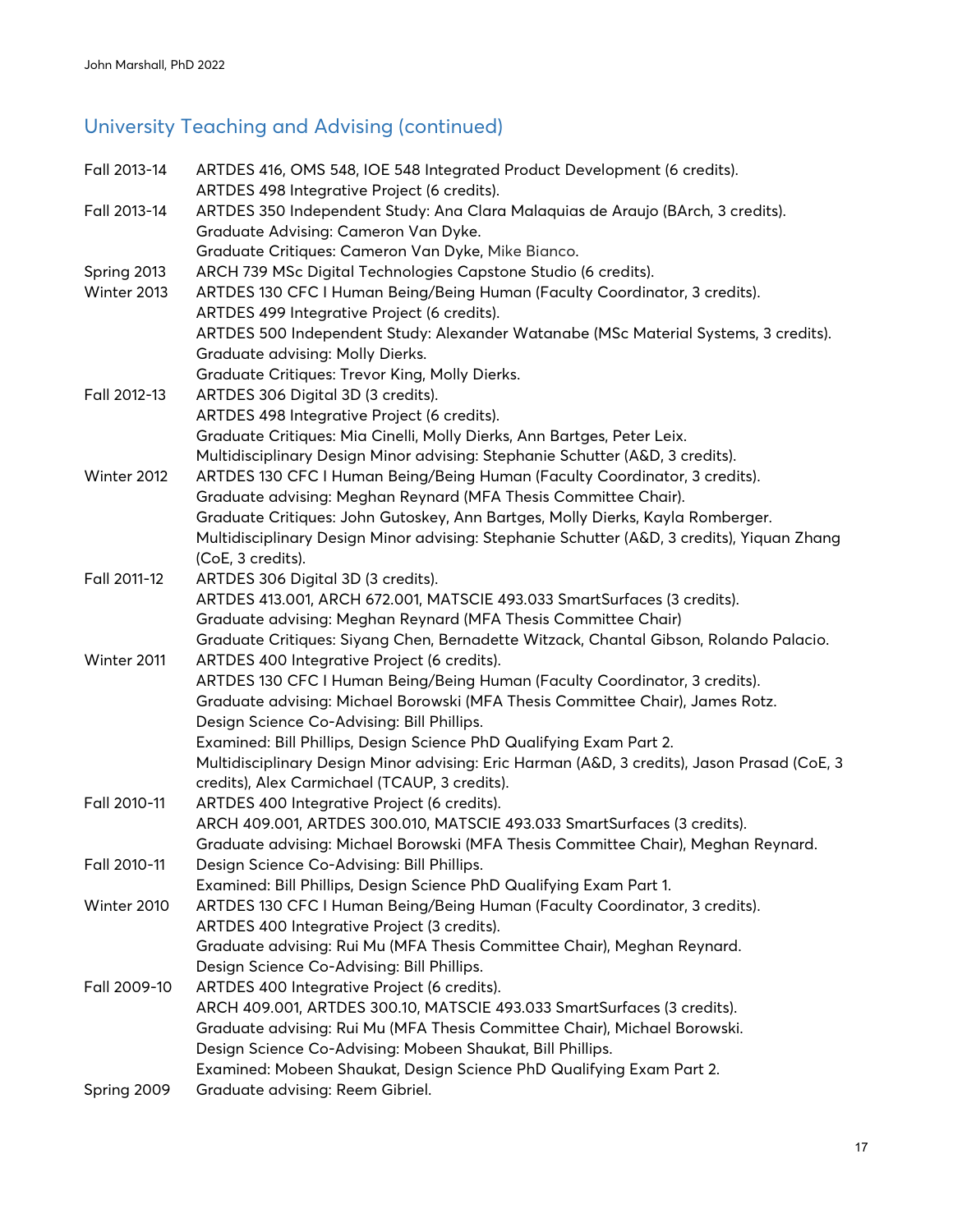## University Teaching and Advising (continued)

| | |
|---|---|
| Fall 2013-14 | ARTDES 416, OMS 548, IOE 548 Integrated Product Development (6 credits).<br>ARTDES 498 Integrative Project (6 credits). |
| Fall 2013-14 | ARTDES 350 Independent Study: Ana Clara Malaquias de Araujo (BArch, 3 credits).<br>Graduate Advising: Cameron Van Dyke.<br>Graduate Critiques: Cameron Van Dyke, Mike Bianco. |
| Spring 2013 | ARCH 739 MSc Digital Technologies Capstone Studio (6 credits). |
| Winter 2013 | ARTDES 130 CFC I Human Being/Being Human (Faculty Coordinator, 3 credits).<br>ARTDES 499 Integrative Project (6 credits).<br>ARTDES 500 Independent Study: Alexander Watanabe (MSc Material Systems, 3 credits).<br>Graduate advising: Molly Dierks.<br>Graduate Critiques: Trevor King, Molly Dierks. |
| Fall 2012-13 | ARTDES 306 Digital 3D (3 credits).<br>ARTDES 498 Integrative Project (6 credits).<br>Graduate Critiques: Mia Cinelli, Molly Dierks, Ann Bartges, Peter Leix.<br>Multidisciplinary Design Minor advising: Stephanie Schutter (A&D, 3 credits). |
| Winter 2012 | ARTDES 130 CFC I Human Being/Being Human (Faculty Coordinator, 3 credits).<br>Graduate advising: Meghan Reynard (MFA Thesis Committee Chair).<br>Graduate Critiques: John Gutoskey, Ann Bartges, Molly Dierks, Kayla Romberger.<br>Multidisciplinary Design Minor advising: Stephanie Schutter (A&D, 3 credits), Yiquan Zhang (CoE, 3 credits). |
| Fall 2011-12 | ARTDES 306 Digital 3D (3 credits).<br>ARTDES 413.001, ARCH 672.001, MATSCIE 493.033 SmartSurfaces (3 credits).<br>Graduate advising: Meghan Reynard (MFA Thesis Committee Chair)<br>Graduate Critiques: Siyang Chen, Bernadette Witzack, Chantal Gibson, Rolando Palacio. |
| Winter 2011 | ARTDES 400 Integrative Project (6 credits).<br>ARTDES 130 CFC I Human Being/Being Human (Faculty Coordinator, 3 credits).<br>Graduate advising: Michael Borowski (MFA Thesis Committee Chair), James Rotz.<br>Design Science Co-Advising: Bill Phillips.<br>Examined: Bill Phillips, Design Science PhD Qualifying Exam Part 2.<br>Multidisciplinary Design Minor advising: Eric Harman (A&D, 3 credits), Jason Prasad (CoE, 3 credits), Alex Carmichael (TCAUP, 3 credits). |
| Fall 2010-11 | ARTDES 400 Integrative Project (6 credits).<br>ARCH 409.001, ARTDES 300.010, MATSCIE 493.033 SmartSurfaces (3 credits).<br>Graduate advising: Michael Borowski (MFA Thesis Committee Chair), Meghan Reynard. |
| Fall 2010-11 | Design Science Co-Advising: Bill Phillips.<br>Examined: Bill Phillips, Design Science PhD Qualifying Exam Part 1. |
| Winter 2010 | ARTDES 130 CFC I Human Being/Being Human (Faculty Coordinator, 3 credits).<br>ARTDES 400 Integrative Project (3 credits).<br>Graduate advising: Rui Mu (MFA Thesis Committee Chair), Meghan Reynard.<br>Design Science Co-Advising: Bill Phillips. |
| Fall 2009-10 | ARTDES 400 Integrative Project (6 credits).<br>ARCH 409.001, ARTDES 300.10, MATSCIE 493.033 SmartSurfaces (3 credits).<br>Graduate advising: Rui Mu (MFA Thesis Committee Chair), Michael Borowski.<br>Design Science Co-Advising: Mobeen Shaukat, Bill Phillips.<br>Examined: Mobeen Shaukat, Design Science PhD Qualifying Exam Part 2. |
| Spring 2009 | Graduate advising: Reem Gibriel. |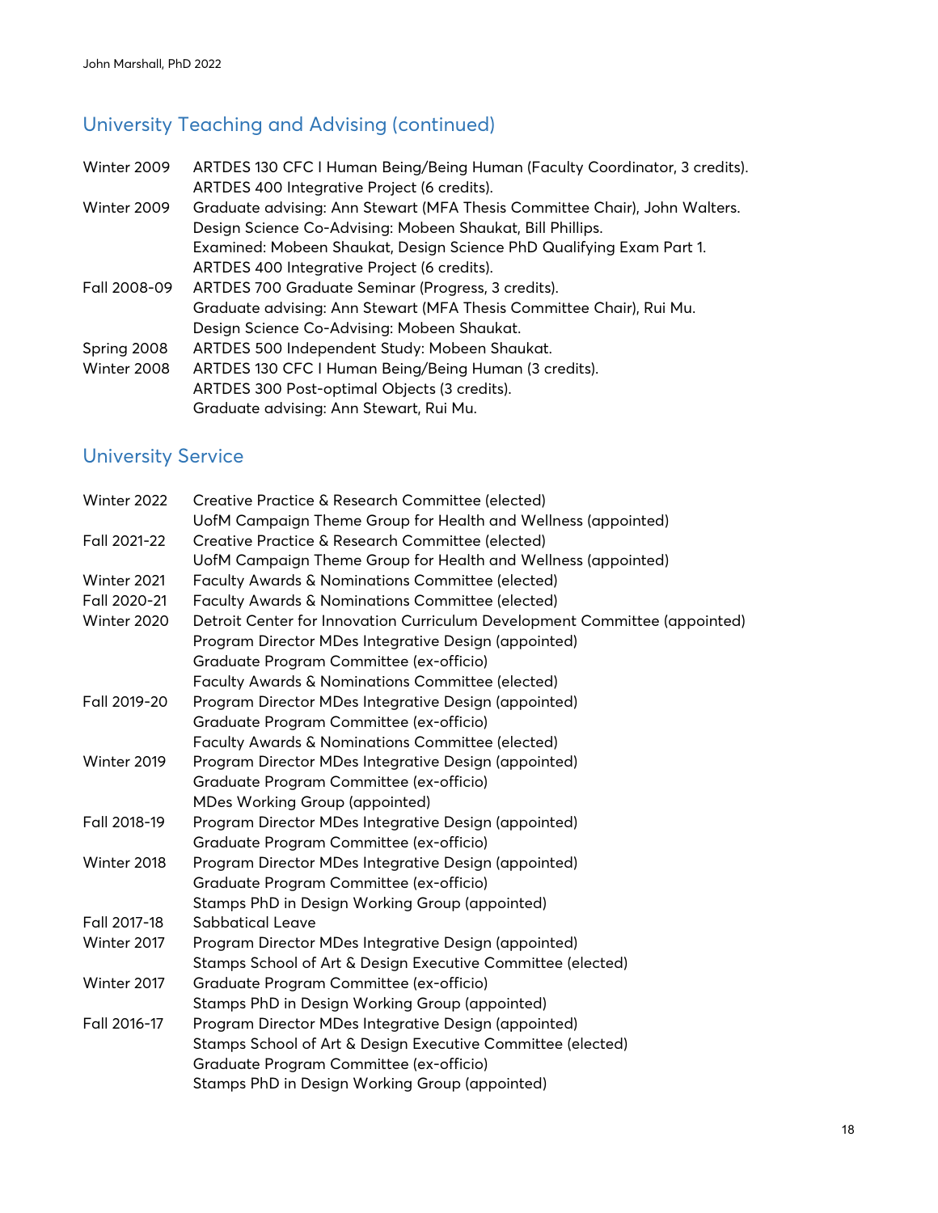## University Teaching and Advising (continued)

| | |
|---|---|
| Winter 2009 | ARTDES 130 CFC I Human Being/Being Human (Faculty Coordinator, 3 credits). |
| | ARTDES 400 Integrative Project (6 credits). |
| Winter 2009 | Graduate advising: Ann Stewart (MFA Thesis Committee Chair), John Walters. |
| | Design Science Co-Advising: Mobeen Shaukat, Bill Phillips. |
| | Examined: Mobeen Shaukat, Design Science PhD Qualifying Exam Part 1. |
| | ARTDES 400 Integrative Project (6 credits). |
| Fall 2008-09 | ARTDES 700 Graduate Seminar (Progress, 3 credits). |
| | Graduate advising: Ann Stewart (MFA Thesis Committee Chair), Rui Mu. |
| | Design Science Co-Advising: Mobeen Shaukat. |
| Spring 2008 | ARTDES 500 Independent Study: Mobeen Shaukat. |
| Winter 2008 | ARTDES 130 CFC I Human Being/Being Human (3 credits). |
| | ARTDES 300 Post-optimal Objects (3 credits). |
| | Graduate advising: Ann Stewart, Rui Mu. |

## University Service

| | |
|---|---|
| Winter 2022 | Creative Practice & Research Committee (elected) |
| | UofM Campaign Theme Group for Health and Wellness (appointed) |
| Fall 2021-22 | Creative Practice & Research Committee (elected) |
| | UofM Campaign Theme Group for Health and Wellness (appointed) |
| Winter 2021 | Faculty Awards & Nominations Committee (elected) |
| Fall 2020-21 | Faculty Awards & Nominations Committee (elected) |
| Winter 2020 | Detroit Center for Innovation Curriculum Development Committee (appointed) |
| | Program Director MDes Integrative Design (appointed) |
| | Graduate Program Committee (ex-officio) |
| | Faculty Awards & Nominations Committee (elected) |
| Fall 2019-20 | Program Director MDes Integrative Design (appointed) |
| | Graduate Program Committee (ex-officio) |
| | Faculty Awards & Nominations Committee (elected) |
| Winter 2019 | Program Director MDes Integrative Design (appointed) |
| | Graduate Program Committee (ex-officio) |
| | MDes Working Group (appointed) |
| Fall 2018-19 | Program Director MDes Integrative Design (appointed) |
| | Graduate Program Committee (ex-officio) |
| Winter 2018 | Program Director MDes Integrative Design (appointed) |
| | Graduate Program Committee (ex-officio) |
| | Stamps PhD in Design Working Group (appointed) |
| Fall 2017-18 | Sabbatical Leave |
| Winter 2017 | Program Director MDes Integrative Design (appointed) |
| | Stamps School of Art & Design Executive Committee (elected) |
| Winter 2017 | Graduate Program Committee (ex-officio) |
| | Stamps PhD in Design Working Group (appointed) |
| Fall 2016-17 | Program Director MDes Integrative Design (appointed) |
| | Stamps School of Art & Design Executive Committee (elected) |
| | Graduate Program Committee (ex-officio) |
| | Stamps PhD in Design Working Group (appointed) |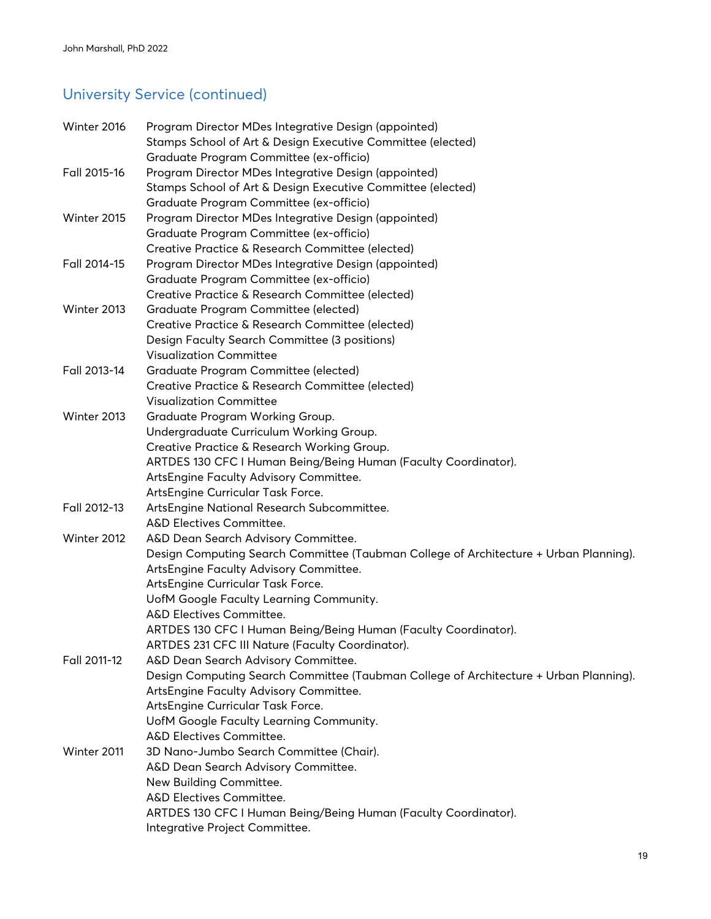## University Service (continued)

| | |
|---|---|
| Winter 2016 | Program Director MDes Integrative Design (appointed)<br>Stamps School of Art & Design Executive Committee (elected)<br>Graduate Program Committee (ex-officio) |
| Fall 2015-16 | Program Director MDes Integrative Design (appointed)<br>Stamps School of Art & Design Executive Committee (elected)<br>Graduate Program Committee (ex-officio) |
| Winter 2015 | Program Director MDes Integrative Design (appointed)<br>Graduate Program Committee (ex-officio)<br>Creative Practice & Research Committee (elected) |
| Fall 2014-15 | Program Director MDes Integrative Design (appointed)<br>Graduate Program Committee (ex-officio)<br>Creative Practice & Research Committee (elected) |
| Winter 2013 | Graduate Program Committee (elected)<br>Creative Practice & Research Committee (elected)<br>Design Faculty Search Committee (3 positions)<br>Visualization Committee |
| Fall 2013-14 | Graduate Program Committee (elected)<br>Creative Practice & Research Committee (elected)<br>Visualization Committee |
| Winter 2013 | Graduate Program Working Group.<br>Undergraduate Curriculum Working Group.<br>Creative Practice & Research Working Group.<br>ARTDES 130 CFC I Human Being/Being Human (Faculty Coordinator).<br>ArtsEngine Faculty Advisory Committee.<br>ArtsEngine Curricular Task Force. |
| Fall 2012-13 | ArtsEngine National Research Subcommittee.<br>A&D Electives Committee. |
| Winter 2012 | A&D Dean Search Advisory Committee.<br>Design Computing Search Committee (Taubman College of Architecture + Urban Planning).<br>ArtsEngine Faculty Advisory Committee.<br>ArtsEngine Curricular Task Force.<br>UofM Google Faculty Learning Community.<br>A&D Electives Committee.<br>ARTDES 130 CFC I Human Being/Being Human (Faculty Coordinator).<br>ARTDES 231 CFC III Nature (Faculty Coordinator). |
| Fall 2011-12 | A&D Dean Search Advisory Committee.<br>Design Computing Search Committee (Taubman College of Architecture + Urban Planning).<br>ArtsEngine Faculty Advisory Committee.<br>ArtsEngine Curricular Task Force.<br>UofM Google Faculty Learning Community.<br>A&D Electives Committee. |
| Winter 2011 | 3D Nano-Jumbo Search Committee (Chair).<br>A&D Dean Search Advisory Committee.<br>New Building Committee.<br>A&D Electives Committee.<br>ARTDES 130 CFC I Human Being/Being Human (Faculty Coordinator).<br>Integrative Project Committee. |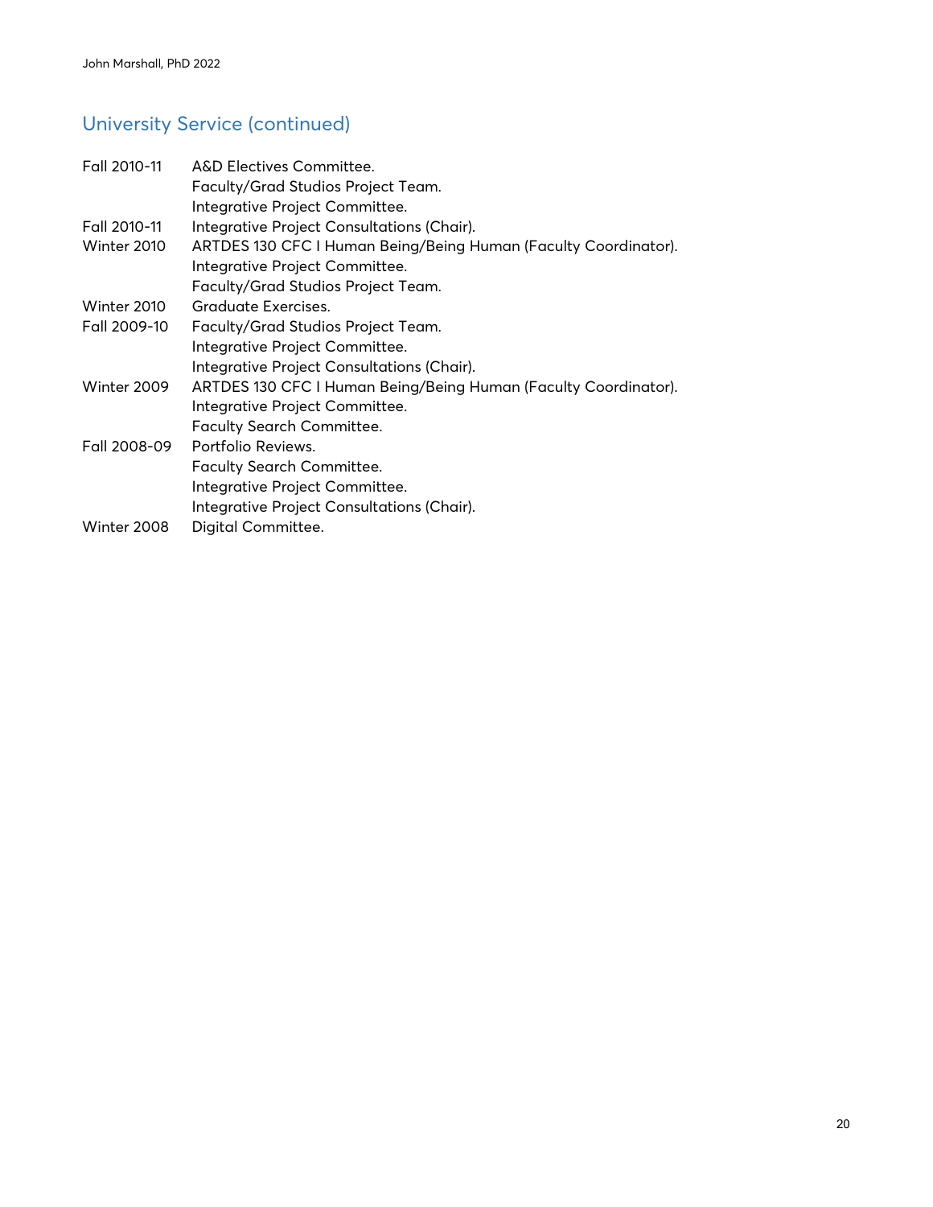## University Service (continued)

| | |
|---|---|
| Fall 2010-11 | A&D Electives Committee. |
| | Faculty/Grad Studios Project Team. |
| | Integrative Project Committee. |
| Fall 2010-11 | Integrative Project Consultations (Chair). |
| Winter 2010 | ARTDES 130 CFC I Human Being/Being Human (Faculty Coordinator). |
| | Integrative Project Committee. |
| | Faculty/Grad Studios Project Team. |
| Winter 2010 | Graduate Exercises. |
| Fall 2009-10 | Faculty/Grad Studios Project Team. |
| | Integrative Project Committee. |
| | Integrative Project Consultations (Chair). |
| Winter 2009 | ARTDES 130 CFC I Human Being/Being Human (Faculty Coordinator). |
| | Integrative Project Committee. |
| | Faculty Search Committee. |
| Fall 2008-09 | Portfolio Reviews. |
| | Faculty Search Committee. |
| | Integrative Project Committee. |
| | Integrative Project Consultations (Chair). |
| Winter 2008 | Digital Committee. |